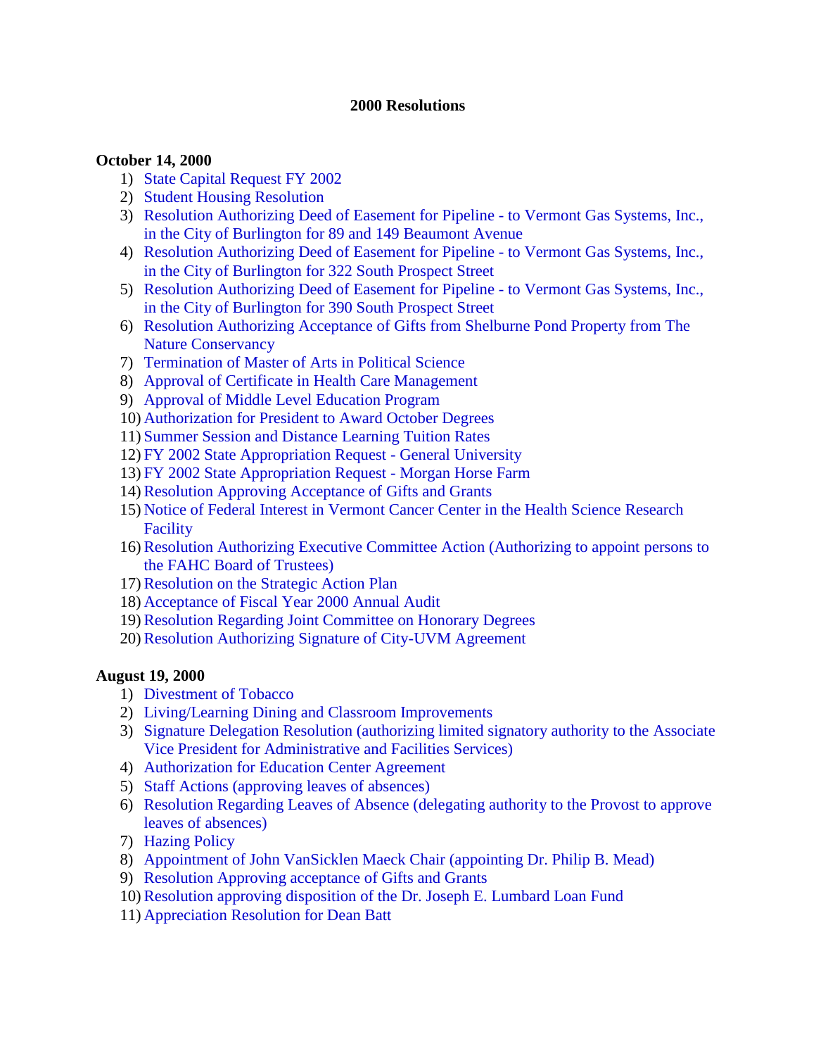# 2000 Resolutions

**October 14, 2000**

1) State Capital Request FY 2002
2) Student Housing Resolution
3) Resolution Authorizing Deed of Easement for Pipeline - to Vermont Gas Systems, Inc., in the City of Burlington for 89 and 149 Beaumont Avenue
4) Resolution Authorizing Deed of Easement for Pipeline - to Vermont Gas Systems, Inc., in the City of Burlington for 322 South Prospect Street
5) Resolution Authorizing Deed of Easement for Pipeline - to Vermont Gas Systems, Inc., in the City of Burlington for 390 South Prospect Street
6) Resolution Authorizing Acceptance of Gifts from Shelburne Pond Property from The Nature Conservancy
7) Termination of Master of Arts in Political Science
8) Approval of Certificate in Health Care Management
9) Approval of Middle Level Education Program
10) Authorization for President to Award October Degrees
11) Summer Session and Distance Learning Tuition Rates
12) FY 2002 State Appropriation Request - General University
13) FY 2002 State Appropriation Request - Morgan Horse Farm
14) Resolution Approving Acceptance of Gifts and Grants
15) Notice of Federal Interest in Vermont Cancer Center in the Health Science Research Facility
16) Resolution Authorizing Executive Committee Action (Authorizing to appoint persons to the FAHC Board of Trustees)
17) Resolution on the Strategic Action Plan
18) Acceptance of Fiscal Year 2000 Annual Audit
19) Resolution Regarding Joint Committee on Honorary Degrees
20) Resolution Authorizing Signature of City-UVM Agreement

**August 19, 2000**

1) Divestment of Tobacco
2) Living/Learning Dining and Classroom Improvements
3) Signature Delegation Resolution (authorizing limited signatory authority to the Associate Vice President for Administrative and Facilities Services)
4) Authorization for Education Center Agreement
5) Staff Actions (approving leaves of absences)
6) Resolution Regarding Leaves of Absence (delegating authority to the Provost to approve leaves of absences)
7) Hazing Policy
8) Appointment of John VanSicklen Maeck Chair (appointing Dr. Philip B. Mead)
9) Resolution Approving acceptance of Gifts and Grants
10) Resolution approving disposition of the Dr. Joseph E. Lumbard Loan Fund
11) Appreciation Resolution for Dean Batt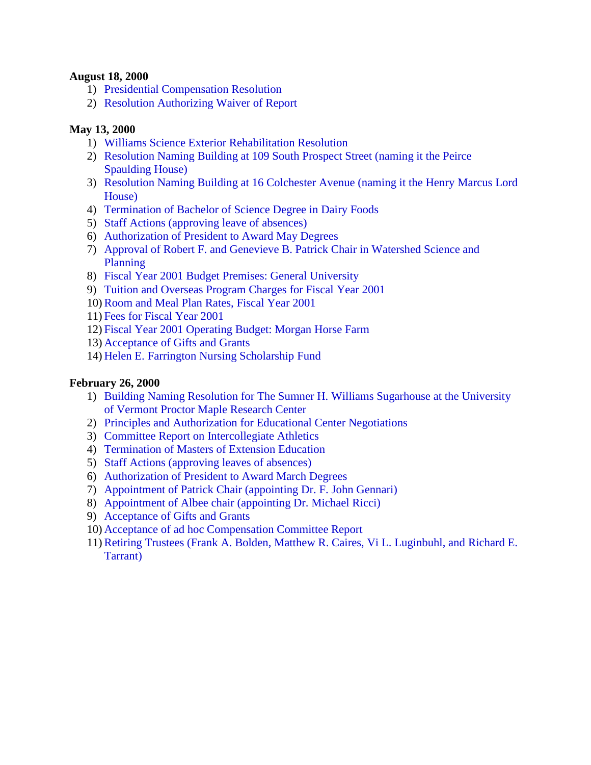**August 18, 2000**

1) Presidential Compensation Resolution
2) Resolution Authorizing Waiver of Report

**May 13, 2000**

1) Williams Science Exterior Rehabilitation Resolution
2) Resolution Naming Building at 109 South Prospect Street (naming it the Peirce Spaulding House)
3) Resolution Naming Building at 16 Colchester Avenue (naming it the Henry Marcus Lord House)
4) Termination of Bachelor of Science Degree in Dairy Foods
5) Staff Actions (approving leave of absences)
6) Authorization of President to Award May Degrees
7) Approval of Robert F. and Genevieve B. Patrick Chair in Watershed Science and Planning
8) Fiscal Year 2001 Budget Premises: General University
9) Tuition and Overseas Program Charges for Fiscal Year 2001
10) Room and Meal Plan Rates, Fiscal Year 2001
11) Fees for Fiscal Year 2001
12) Fiscal Year 2001 Operating Budget: Morgan Horse Farm
13) Acceptance of Gifts and Grants
14) Helen E. Farrington Nursing Scholarship Fund

**February 26, 2000**

1) Building Naming Resolution for The Sumner H. Williams Sugarhouse at the University of Vermont Proctor Maple Research Center
2) Principles and Authorization for Educational Center Negotiations
3) Committee Report on Intercollegiate Athletics
4) Termination of Masters of Extension Education
5) Staff Actions (approving leaves of absences)
6) Authorization of President to Award March Degrees
7) Appointment of Patrick Chair (appointing Dr. F. John Gennari)
8) Appointment of Albee chair (appointing Dr. Michael Ricci)
9) Acceptance of Gifts and Grants
10) Acceptance of ad hoc Compensation Committee Report
11) Retiring Trustees (Frank A. Bolden, Matthew R. Caires, Vi L. Luginbuhl, and Richard E. Tarrant)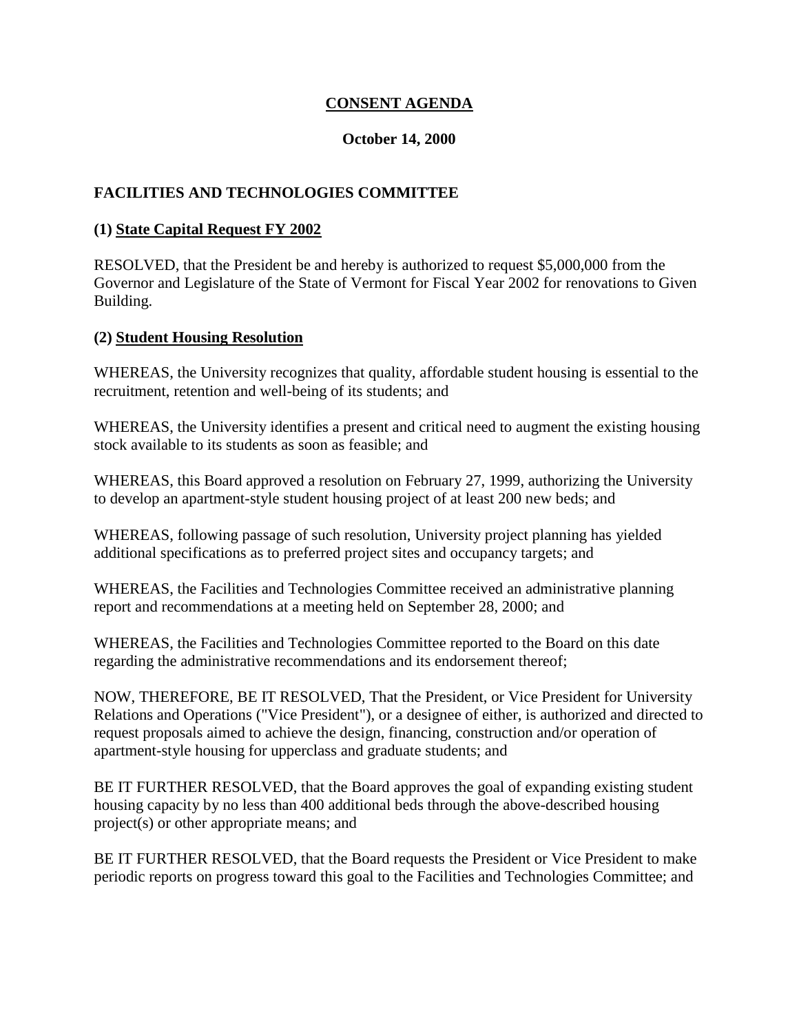## CONSENT AGENDA

**October 14, 2000**

### FACILITIES AND TECHNOLOGIES COMMITTEE

**(1) State Capital Request FY 2002**

RESOLVED, that the President be and hereby is authorized to request $5,000,000 from the Governor and Legislature of the State of Vermont for Fiscal Year 2002 for renovations to Given Building.

**(2) Student Housing Resolution**

WHEREAS, the University recognizes that quality, affordable student housing is essential to the recruitment, retention and well-being of its students; and

WHEREAS, the University identifies a present and critical need to augment the existing housing stock available to its students as soon as feasible; and

WHEREAS, this Board approved a resolution on February 27, 1999, authorizing the University to develop an apartment-style student housing project of at least 200 new beds; and

WHEREAS, following passage of such resolution, University project planning has yielded additional specifications as to preferred project sites and occupancy targets; and

WHEREAS, the Facilities and Technologies Committee received an administrative planning report and recommendations at a meeting held on September 28, 2000; and

WHEREAS, the Facilities and Technologies Committee reported to the Board on this date regarding the administrative recommendations and its endorsement thereof;

NOW, THEREFORE, BE IT RESOLVED, That the President, or Vice President for University Relations and Operations ("Vice President"), or a designee of either, is authorized and directed to request proposals aimed to achieve the design, financing, construction and/or operation of apartment-style housing for upperclass and graduate students; and

BE IT FURTHER RESOLVED, that the Board approves the goal of expanding existing student housing capacity by no less than 400 additional beds through the above-described housing project(s) or other appropriate means; and

BE IT FURTHER RESOLVED, that the Board requests the President or Vice President to make periodic reports on progress toward this goal to the Facilities and Technologies Committee; and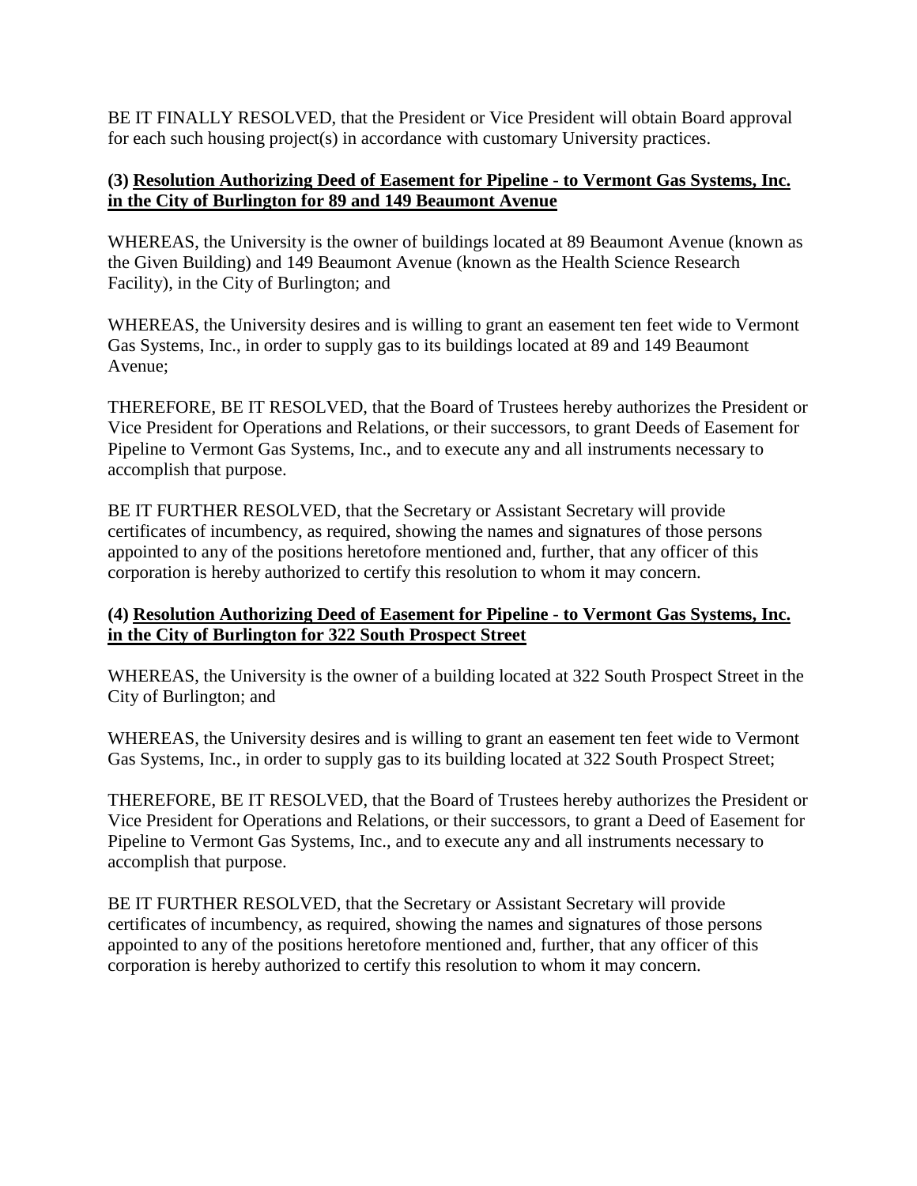BE IT FINALLY RESOLVED, that the President or Vice President will obtain Board approval for each such housing project(s) in accordance with customary University practices.

**(3) <u>Resolution Authorizing Deed of Easement for Pipeline - to Vermont Gas Systems, Inc. in the City of Burlington for 89 and 149 Beaumont Avenue</u>**

WHEREAS, the University is the owner of buildings located at 89 Beaumont Avenue (known as the Given Building) and 149 Beaumont Avenue (known as the Health Science Research Facility), in the City of Burlington; and

WHEREAS, the University desires and is willing to grant an easement ten feet wide to Vermont Gas Systems, Inc., in order to supply gas to its buildings located at 89 and 149 Beaumont Avenue;

THEREFORE, BE IT RESOLVED, that the Board of Trustees hereby authorizes the President or Vice President for Operations and Relations, or their successors, to grant Deeds of Easement for Pipeline to Vermont Gas Systems, Inc., and to execute any and all instruments necessary to accomplish that purpose.

BE IT FURTHER RESOLVED, that the Secretary or Assistant Secretary will provide certificates of incumbency, as required, showing the names and signatures of those persons appointed to any of the positions heretofore mentioned and, further, that any officer of this corporation is hereby authorized to certify this resolution to whom it may concern.

**(4) <u>Resolution Authorizing Deed of Easement for Pipeline - to Vermont Gas Systems, Inc. in the City of Burlington for 322 South Prospect Street</u>**

WHEREAS, the University is the owner of a building located at 322 South Prospect Street in the City of Burlington; and

WHEREAS, the University desires and is willing to grant an easement ten feet wide to Vermont Gas Systems, Inc., in order to supply gas to its building located at 322 South Prospect Street;

THEREFORE, BE IT RESOLVED, that the Board of Trustees hereby authorizes the President or Vice President for Operations and Relations, or their successors, to grant a Deed of Easement for Pipeline to Vermont Gas Systems, Inc., and to execute any and all instruments necessary to accomplish that purpose.

BE IT FURTHER RESOLVED, that the Secretary or Assistant Secretary will provide certificates of incumbency, as required, showing the names and signatures of those persons appointed to any of the positions heretofore mentioned and, further, that any officer of this corporation is hereby authorized to certify this resolution to whom it may concern.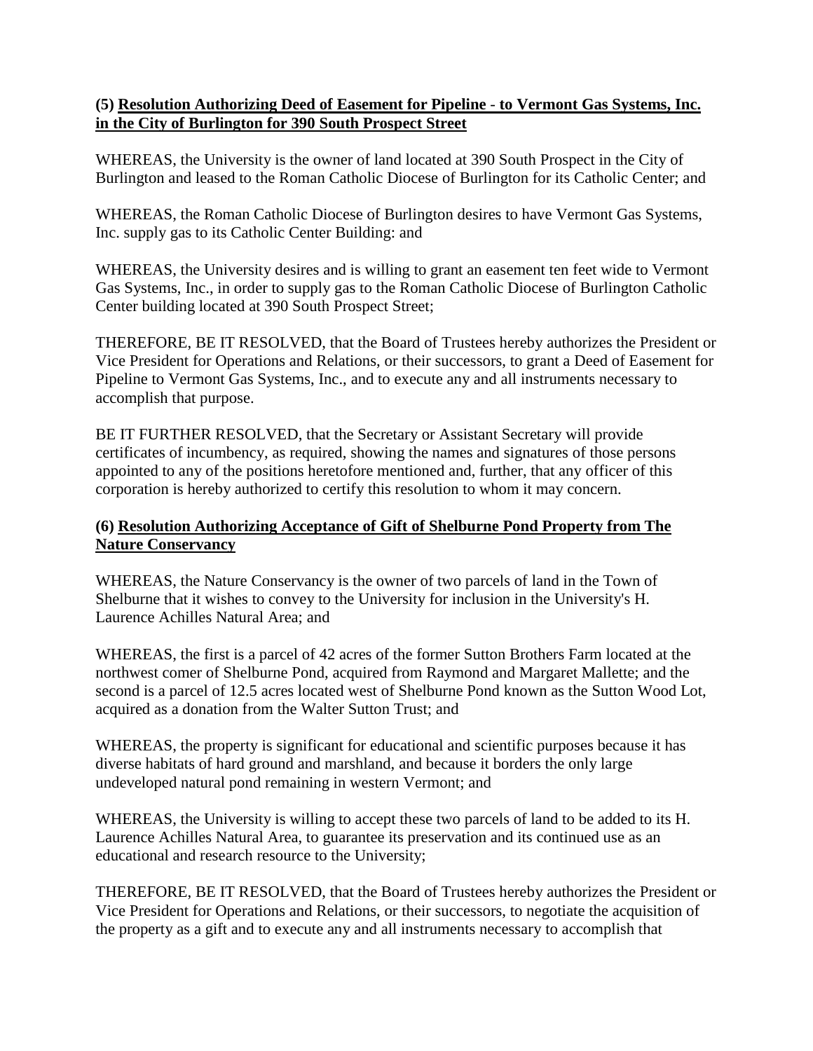**(5) <u>Resolution Authorizing Deed of Easement for Pipeline - to Vermont Gas Systems, Inc. in the City of Burlington for 390 South Prospect Street</u>**

WHEREAS, the University is the owner of land located at 390 South Prospect in the City of Burlington and leased to the Roman Catholic Diocese of Burlington for its Catholic Center; and

WHEREAS, the Roman Catholic Diocese of Burlington desires to have Vermont Gas Systems, Inc. supply gas to its Catholic Center Building: and

WHEREAS, the University desires and is willing to grant an easement ten feet wide to Vermont Gas Systems, Inc., in order to supply gas to the Roman Catholic Diocese of Burlington Catholic Center building located at 390 South Prospect Street;

THEREFORE, BE IT RESOLVED, that the Board of Trustees hereby authorizes the President or Vice President for Operations and Relations, or their successors, to grant a Deed of Easement for Pipeline to Vermont Gas Systems, Inc., and to execute any and all instruments necessary to accomplish that purpose.

BE IT FURTHER RESOLVED, that the Secretary or Assistant Secretary will provide certificates of incumbency, as required, showing the names and signatures of those persons appointed to any of the positions heretofore mentioned and, further, that any officer of this corporation is hereby authorized to certify this resolution to whom it may concern.

**(6) <u>Resolution Authorizing Acceptance of Gift of Shelburne Pond Property from The Nature Conservancy</u>**

WHEREAS, the Nature Conservancy is the owner of two parcels of land in the Town of Shelburne that it wishes to convey to the University for inclusion in the University's H. Laurence Achilles Natural Area; and

WHEREAS, the first is a parcel of 42 acres of the former Sutton Brothers Farm located at the northwest comer of Shelburne Pond, acquired from Raymond and Margaret Mallette; and the second is a parcel of 12.5 acres located west of Shelburne Pond known as the Sutton Wood Lot, acquired as a donation from the Walter Sutton Trust; and

WHEREAS, the property is significant for educational and scientific purposes because it has diverse habitats of hard ground and marshland, and because it borders the only large undeveloped natural pond remaining in western Vermont; and

WHEREAS, the University is willing to accept these two parcels of land to be added to its H. Laurence Achilles Natural Area, to guarantee its preservation and its continued use as an educational and research resource to the University;

THEREFORE, BE IT RESOLVED, that the Board of Trustees hereby authorizes the President or Vice President for Operations and Relations, or their successors, to negotiate the acquisition of the property as a gift and to execute any and all instruments necessary to accomplish that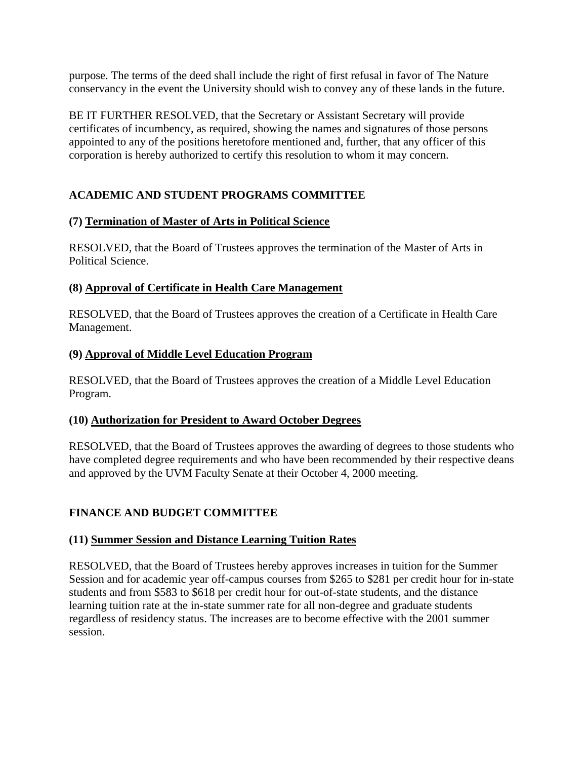purpose. The terms of the deed shall include the right of first refusal in favor of The Nature conservancy in the event the University should wish to convey any of these lands in the future.

BE IT FURTHER RESOLVED, that the Secretary or Assistant Secretary will provide certificates of incumbency, as required, showing the names and signatures of those persons appointed to any of the positions heretofore mentioned and, further, that any officer of this corporation is hereby authorized to certify this resolution to whom it may concern.

## ACADEMIC AND STUDENT PROGRAMS COMMITTEE

### (7) Termination of Master of Arts in Political Science

RESOLVED, that the Board of Trustees approves the termination of the Master of Arts in Political Science.

### (8) Approval of Certificate in Health Care Management

RESOLVED, that the Board of Trustees approves the creation of a Certificate in Health Care Management.

### (9) Approval of Middle Level Education Program

RESOLVED, that the Board of Trustees approves the creation of a Middle Level Education Program.

### (10) Authorization for President to Award October Degrees

RESOLVED, that the Board of Trustees approves the awarding of degrees to those students who have completed degree requirements and who have been recommended by their respective deans and approved by the UVM Faculty Senate at their October 4, 2000 meeting.

## FINANCE AND BUDGET COMMITTEE

### (11) Summer Session and Distance Learning Tuition Rates

RESOLVED, that the Board of Trustees hereby approves increases in tuition for the Summer Session and for academic year off-campus courses from $265 to $281 per credit hour for in-state students and from $583 to $618 per credit hour for out-of-state students, and the distance learning tuition rate at the in-state summer rate for all non-degree and graduate students regardless of residency status. The increases are to become effective with the 2001 summer session.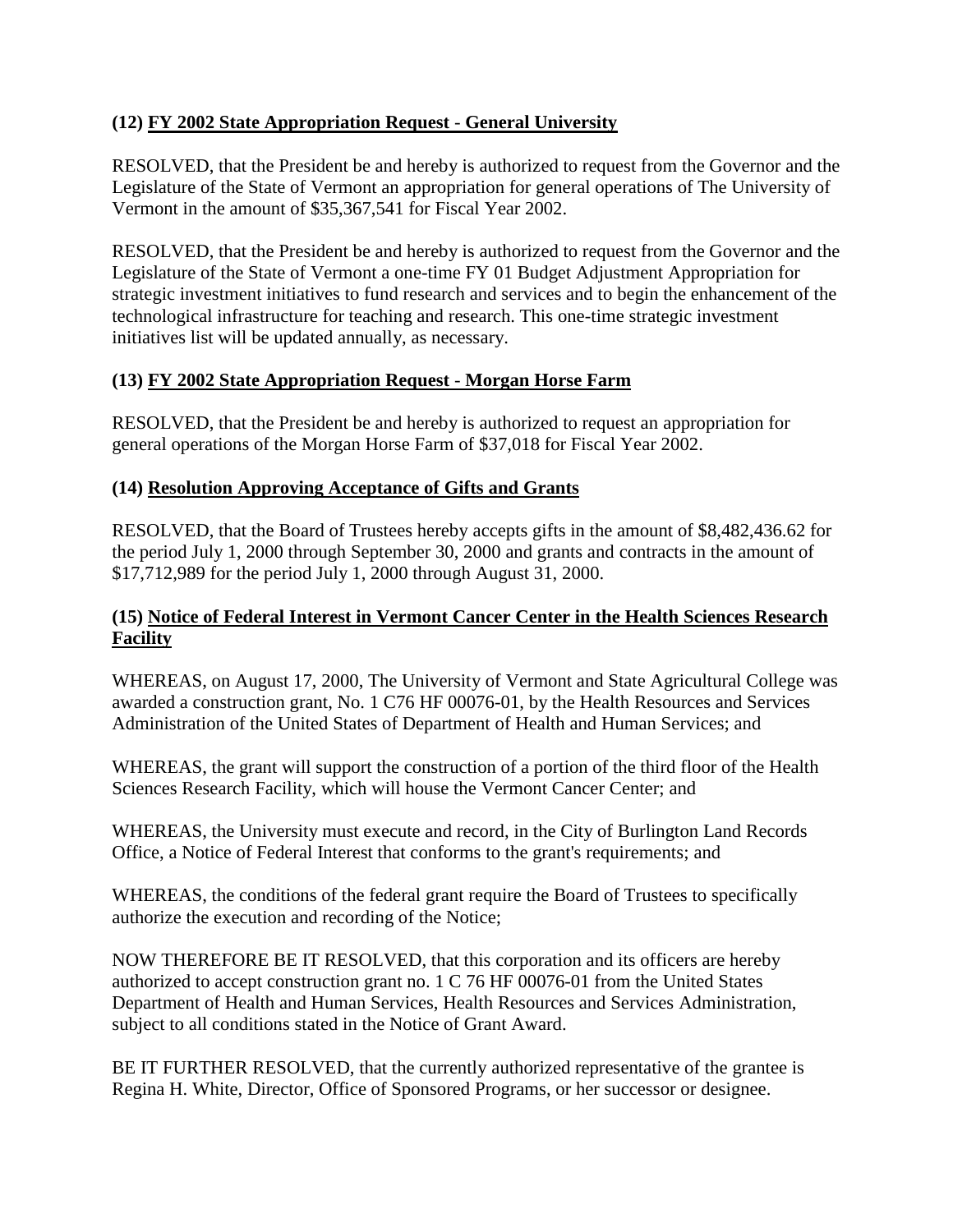**(12) <u>FY 2002 State Appropriation Request - General University</u>**

RESOLVED, that the President be and hereby is authorized to request from the Governor and the Legislature of the State of Vermont an appropriation for general operations of The University of Vermont in the amount of $35,367,541 for Fiscal Year 2002.

RESOLVED, that the President be and hereby is authorized to request from the Governor and the Legislature of the State of Vermont a one-time FY 01 Budget Adjustment Appropriation for strategic investment initiatives to fund research and services and to begin the enhancement of the technological infrastructure for teaching and research. This one-time strategic investment initiatives list will be updated annually, as necessary.

**(13) <u>FY 2002 State Appropriation Request - Morgan Horse Farm</u>**

RESOLVED, that the President be and hereby is authorized to request an appropriation for general operations of the Morgan Horse Farm of $37,018 for Fiscal Year 2002.

**(14) <u>Resolution Approving Acceptance of Gifts and Grants</u>**

RESOLVED, that the Board of Trustees hereby accepts gifts in the amount of $8,482,436.62 for the period July 1, 2000 through September 30, 2000 and grants and contracts in the amount of $17,712,989 for the period July 1, 2000 through August 31, 2000.

**(15) <u>Notice of Federal Interest in Vermont Cancer Center in the Health Sciences Research Facility</u>**

WHEREAS, on August 17, 2000, The University of Vermont and State Agricultural College was awarded a construction grant, No. 1 C76 HF 00076-01, by the Health Resources and Services Administration of the United States of Department of Health and Human Services; and

WHEREAS, the grant will support the construction of a portion of the third floor of the Health Sciences Research Facility, which will house the Vermont Cancer Center; and

WHEREAS, the University must execute and record, in the City of Burlington Land Records Office, a Notice of Federal Interest that conforms to the grant's requirements; and

WHEREAS, the conditions of the federal grant require the Board of Trustees to specifically authorize the execution and recording of the Notice;

NOW THEREFORE BE IT RESOLVED, that this corporation and its officers are hereby authorized to accept construction grant no. 1 C 76 HF 00076-01 from the United States Department of Health and Human Services, Health Resources and Services Administration, subject to all conditions stated in the Notice of Grant Award.

BE IT FURTHER RESOLVED, that the currently authorized representative of the grantee is Regina H. White, Director, Office of Sponsored Programs, or her successor or designee.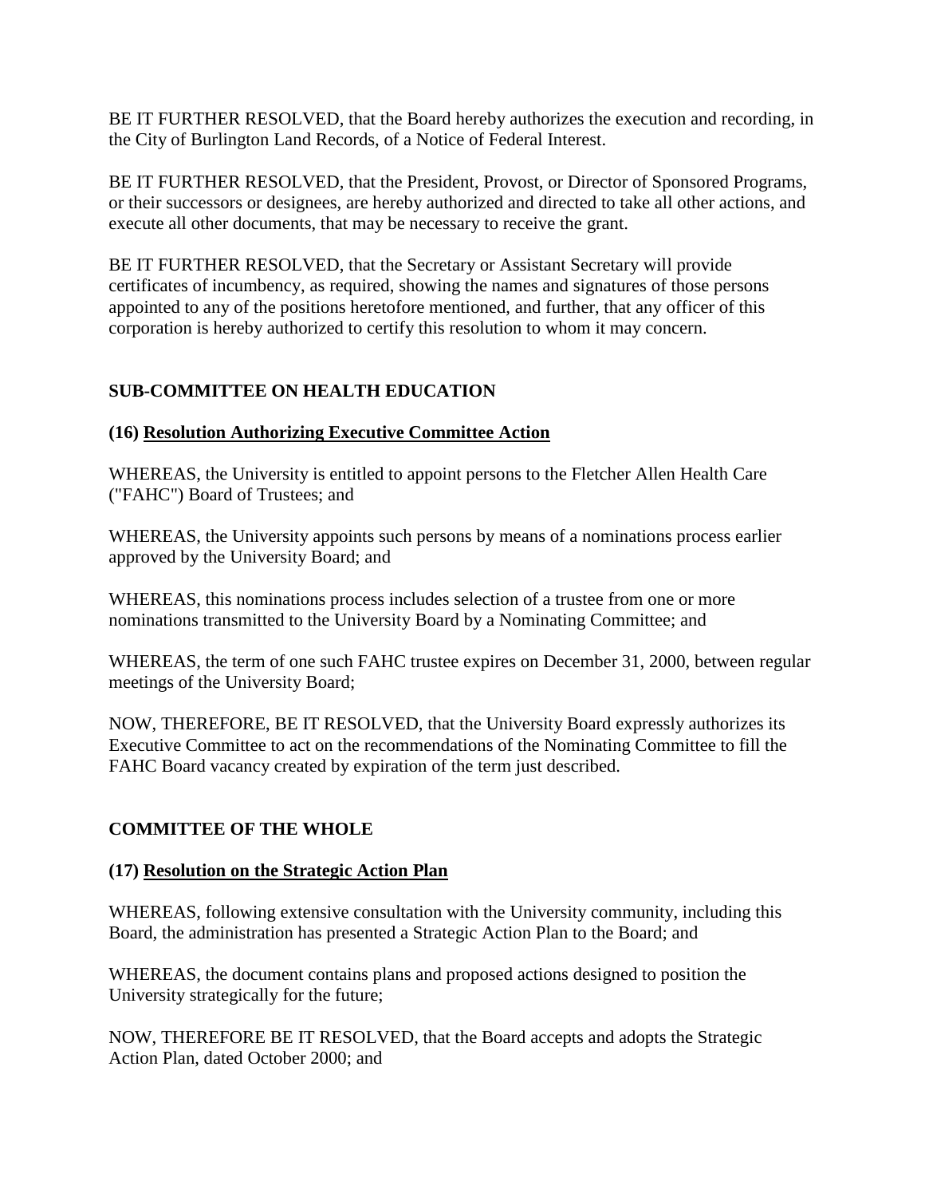BE IT FURTHER RESOLVED, that the Board hereby authorizes the execution and recording, in the City of Burlington Land Records, of a Notice of Federal Interest.

BE IT FURTHER RESOLVED, that the President, Provost, or Director of Sponsored Programs, or their successors or designees, are hereby authorized and directed to take all other actions, and execute all other documents, that may be necessary to receive the grant.

BE IT FURTHER RESOLVED, that the Secretary or Assistant Secretary will provide certificates of incumbency, as required, showing the names and signatures of those persons appointed to any of the positions heretofore mentioned, and further, that any officer of this corporation is hereby authorized to certify this resolution to whom it may concern.

## SUB-COMMITTEE ON HEALTH EDUCATION

### (16) Resolution Authorizing Executive Committee Action

WHEREAS, the University is entitled to appoint persons to the Fletcher Allen Health Care ("FAHC") Board of Trustees; and

WHEREAS, the University appoints such persons by means of a nominations process earlier approved by the University Board; and

WHEREAS, this nominations process includes selection of a trustee from one or more nominations transmitted to the University Board by a Nominating Committee; and

WHEREAS, the term of one such FAHC trustee expires on December 31, 2000, between regular meetings of the University Board;

NOW, THEREFORE, BE IT RESOLVED, that the University Board expressly authorizes its Executive Committee to act on the recommendations of the Nominating Committee to fill the FAHC Board vacancy created by expiration of the term just described.

## COMMITTEE OF THE WHOLE

### (17) Resolution on the Strategic Action Plan

WHEREAS, following extensive consultation with the University community, including this Board, the administration has presented a Strategic Action Plan to the Board; and

WHEREAS, the document contains plans and proposed actions designed to position the University strategically for the future;

NOW, THEREFORE BE IT RESOLVED, that the Board accepts and adopts the Strategic Action Plan, dated October 2000; and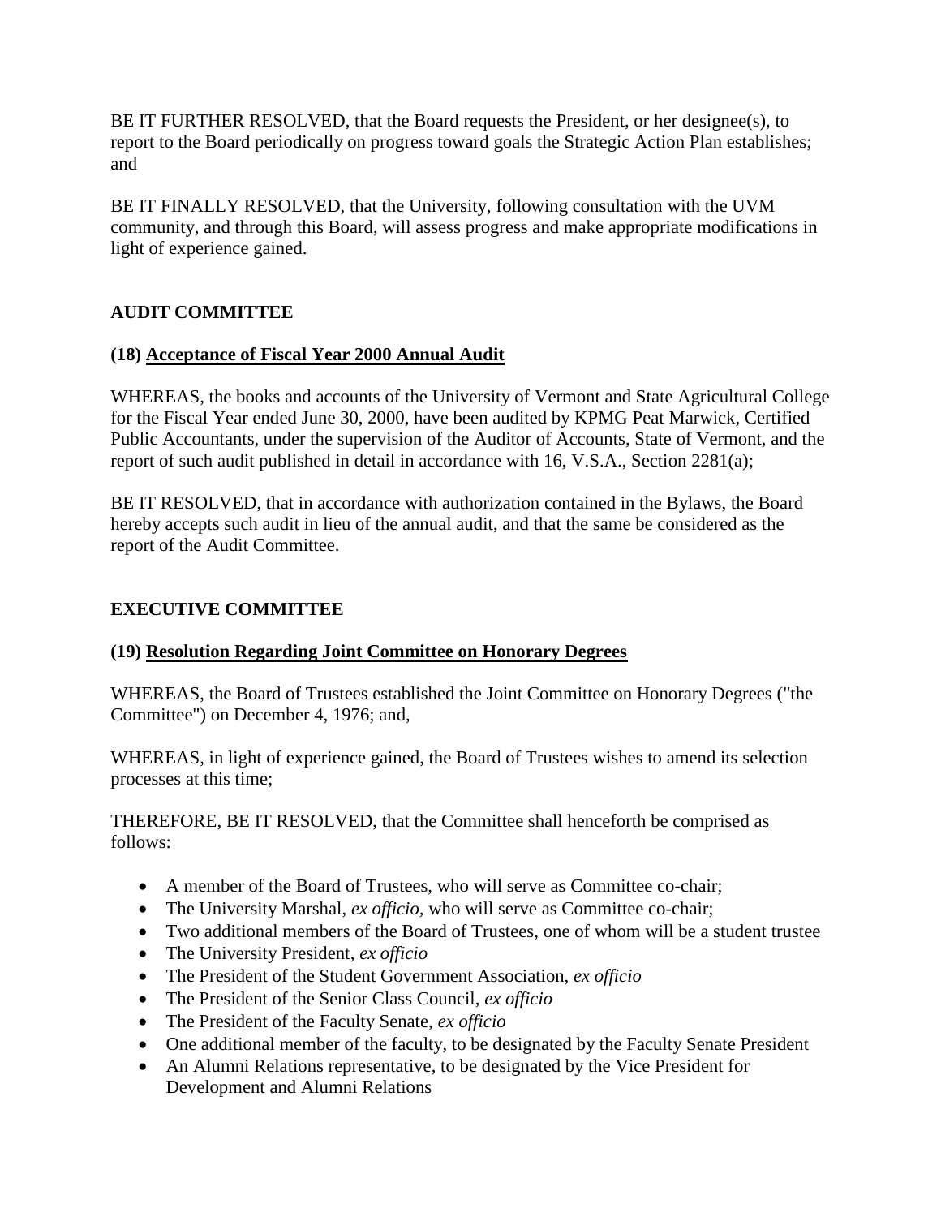BE IT FURTHER RESOLVED, that the Board requests the President, or her designee(s), to report to the Board periodically on progress toward goals the Strategic Action Plan establishes; and

BE IT FINALLY RESOLVED, that the University, following consultation with the UVM community, and through this Board, will assess progress and make appropriate modifications in light of experience gained.

## AUDIT COMMITTEE

### (18) Acceptance of Fiscal Year 2000 Annual Audit

WHEREAS, the books and accounts of the University of Vermont and State Agricultural College for the Fiscal Year ended June 30, 2000, have been audited by KPMG Peat Marwick, Certified Public Accountants, under the supervision of the Auditor of Accounts, State of Vermont, and the report of such audit published in detail in accordance with 16, V.S.A., Section 2281(a);

BE IT RESOLVED, that in accordance with authorization contained in the Bylaws, the Board hereby accepts such audit in lieu of the annual audit, and that the same be considered as the report of the Audit Committee.

## EXECUTIVE COMMITTEE

### (19) Resolution Regarding Joint Committee on Honorary Degrees

WHEREAS, the Board of Trustees established the Joint Committee on Honorary Degrees ("the Committee") on December 4, 1976; and,

WHEREAS, in light of experience gained, the Board of Trustees wishes to amend its selection processes at this time;

THEREFORE, BE IT RESOLVED, that the Committee shall henceforth be comprised as follows:

- A member of the Board of Trustees, who will serve as Committee co-chair;
- The University Marshal, *ex officio,* who will serve as Committee co-chair;
- Two additional members of the Board of Trustees, one of whom will be a student trustee
- The University President, *ex officio*
- The President of the Student Government Association, *ex officio*
- The President of the Senior Class Council, *ex officio*
- The President of the Faculty Senate, *ex officio*
- One additional member of the faculty, to be designated by the Faculty Senate President
- An Alumni Relations representative, to be designated by the Vice President for Development and Alumni Relations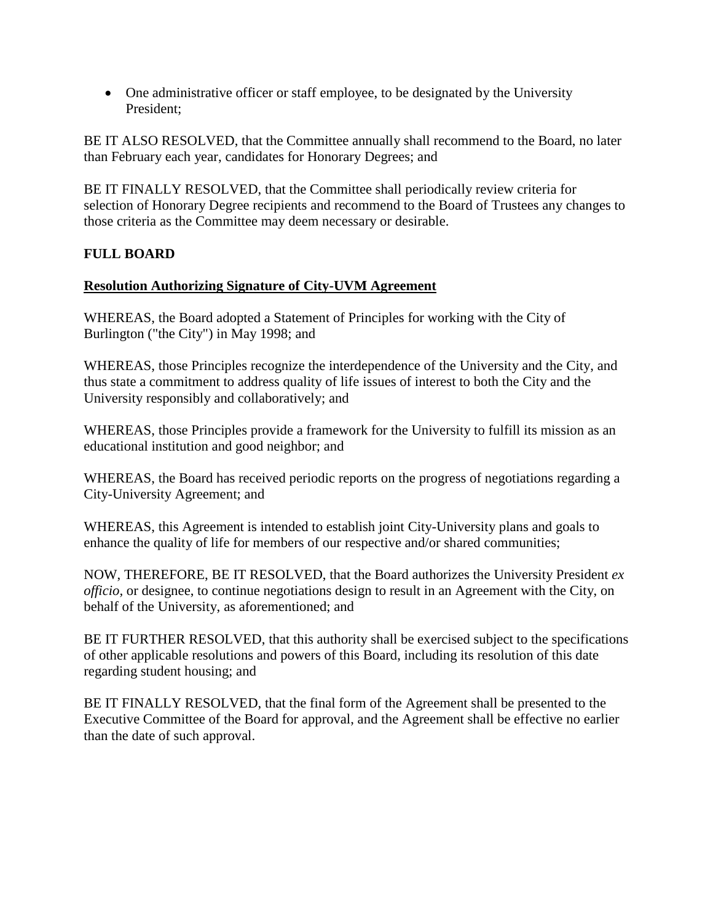- One administrative officer or staff employee, to be designated by the University President;

BE IT ALSO RESOLVED, that the Committee annually shall recommend to the Board, no later than February each year, candidates for Honorary Degrees; and

BE IT FINALLY RESOLVED, that the Committee shall periodically review criteria for selection of Honorary Degree recipients and recommend to the Board of Trustees any changes to those criteria as the Committee may deem necessary or desirable.

**FULL BOARD**

**<u>Resolution Authorizing Signature of City-UVM Agreement</u>**

WHEREAS, the Board adopted a Statement of Principles for working with the City of Burlington ("the City") in May 1998; and

WHEREAS, those Principles recognize the interdependence of the University and the City, and thus state a commitment to address quality of life issues of interest to both the City and the University responsibly and collaboratively; and

WHEREAS, those Principles provide a framework for the University to fulfill its mission as an educational institution and good neighbor; and

WHEREAS, the Board has received periodic reports on the progress of negotiations regarding a City-University Agreement; and

WHEREAS, this Agreement is intended to establish joint City-University plans and goals to enhance the quality of life for members of our respective and/or shared communities;

NOW, THEREFORE, BE IT RESOLVED, that the Board authorizes the University President *ex officio*, or designee, to continue negotiations design to result in an Agreement with the City, on behalf of the University, as aforementioned; and

BE IT FURTHER RESOLVED, that this authority shall be exercised subject to the specifications of other applicable resolutions and powers of this Board, including its resolution of this date regarding student housing; and

BE IT FINALLY RESOLVED, that the final form of the Agreement shall be presented to the Executive Committee of the Board for approval, and the Agreement shall be effective no earlier than the date of such approval.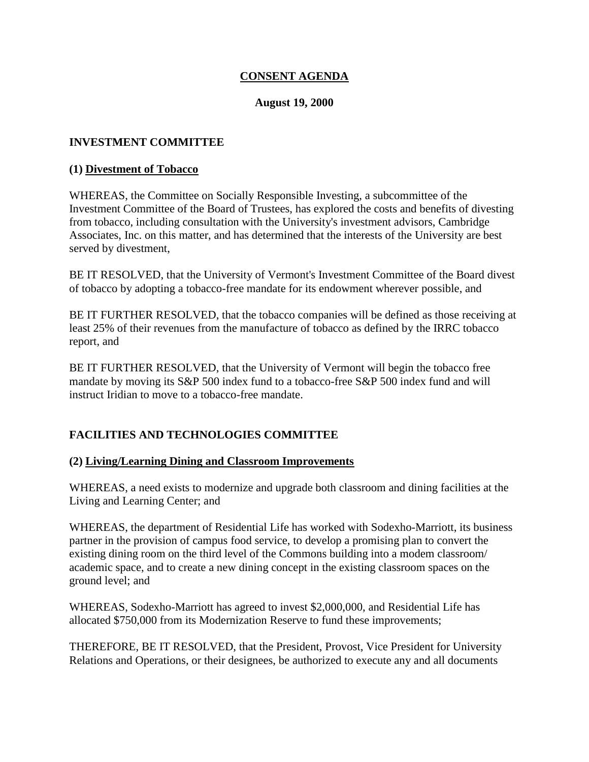## **CONSENT AGENDA**

**August 19, 2000**

### **INVESTMENT COMMITTEE**

**(1) Divestment of Tobacco**

WHEREAS, the Committee on Socially Responsible Investing, a subcommittee of the Investment Committee of the Board of Trustees, has explored the costs and benefits of divesting from tobacco, including consultation with the University's investment advisors, Cambridge Associates, Inc. on this matter, and has determined that the interests of the University are best served by divestment,

BE IT RESOLVED, that the University of Vermont's Investment Committee of the Board divest of tobacco by adopting a tobacco-free mandate for its endowment wherever possible, and

BE IT FURTHER RESOLVED, that the tobacco companies will be defined as those receiving at least 25% of their revenues from the manufacture of tobacco as defined by the IRRC tobacco report, and

BE IT FURTHER RESOLVED, that the University of Vermont will begin the tobacco free mandate by moving its S&P 500 index fund to a tobacco-free S&P 500 index fund and will instruct Iridian to move to a tobacco-free mandate.

### **FACILITIES AND TECHNOLOGIES COMMITTEE**

**(2) Living/Learning Dining and Classroom Improvements**

WHEREAS, a need exists to modernize and upgrade both classroom and dining facilities at the Living and Learning Center; and

WHEREAS, the department of Residential Life has worked with Sodexho-Marriott, its business partner in the provision of campus food service, to develop a promising plan to convert the existing dining room on the third level of the Commons building into a modem classroom/ academic space, and to create a new dining concept in the existing classroom spaces on the ground level; and

WHEREAS, Sodexho-Marriott has agreed to invest $2,000,000, and Residential Life has allocated $750,000 from its Modernization Reserve to fund these improvements;

THEREFORE, BE IT RESOLVED, that the President, Provost, Vice President for University Relations and Operations, or their designees, be authorized to execute any and all documents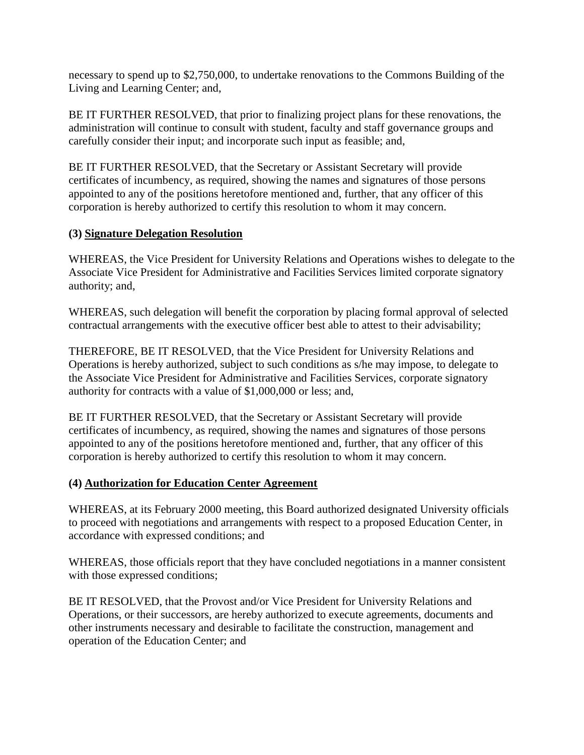necessary to spend up to $2,750,000, to undertake renovations to the Commons Building of the Living and Learning Center; and,

BE IT FURTHER RESOLVED, that prior to finalizing project plans for these renovations, the administration will continue to consult with student, faculty and staff governance groups and carefully consider their input; and incorporate such input as feasible; and,

BE IT FURTHER RESOLVED, that the Secretary or Assistant Secretary will provide certificates of incumbency, as required, showing the names and signatures of those persons appointed to any of the positions heretofore mentioned and, further, that any officer of this corporation is hereby authorized to certify this resolution to whom it may concern.

**(3) <u>Signature Delegation Resolution</u>**

WHEREAS, the Vice President for University Relations and Operations wishes to delegate to the Associate Vice President for Administrative and Facilities Services limited corporate signatory authority; and,

WHEREAS, such delegation will benefit the corporation by placing formal approval of selected contractual arrangements with the executive officer best able to attest to their advisability;

THEREFORE, BE IT RESOLVED, that the Vice President for University Relations and Operations is hereby authorized, subject to such conditions as s/he may impose, to delegate to the Associate Vice President for Administrative and Facilities Services, corporate signatory authority for contracts with a value of $1,000,000 or less; and,

BE IT FURTHER RESOLVED, that the Secretary or Assistant Secretary will provide certificates of incumbency, as required, showing the names and signatures of those persons appointed to any of the positions heretofore mentioned and, further, that any officer of this corporation is hereby authorized to certify this resolution to whom it may concern.

**(4) <u>Authorization for Education Center Agreement</u>**

WHEREAS, at its February 2000 meeting, this Board authorized designated University officials to proceed with negotiations and arrangements with respect to a proposed Education Center, in accordance with expressed conditions; and

WHEREAS, those officials report that they have concluded negotiations in a manner consistent with those expressed conditions;

BE IT RESOLVED, that the Provost and/or Vice President for University Relations and Operations, or their successors, are hereby authorized to execute agreements, documents and other instruments necessary and desirable to facilitate the construction, management and operation of the Education Center; and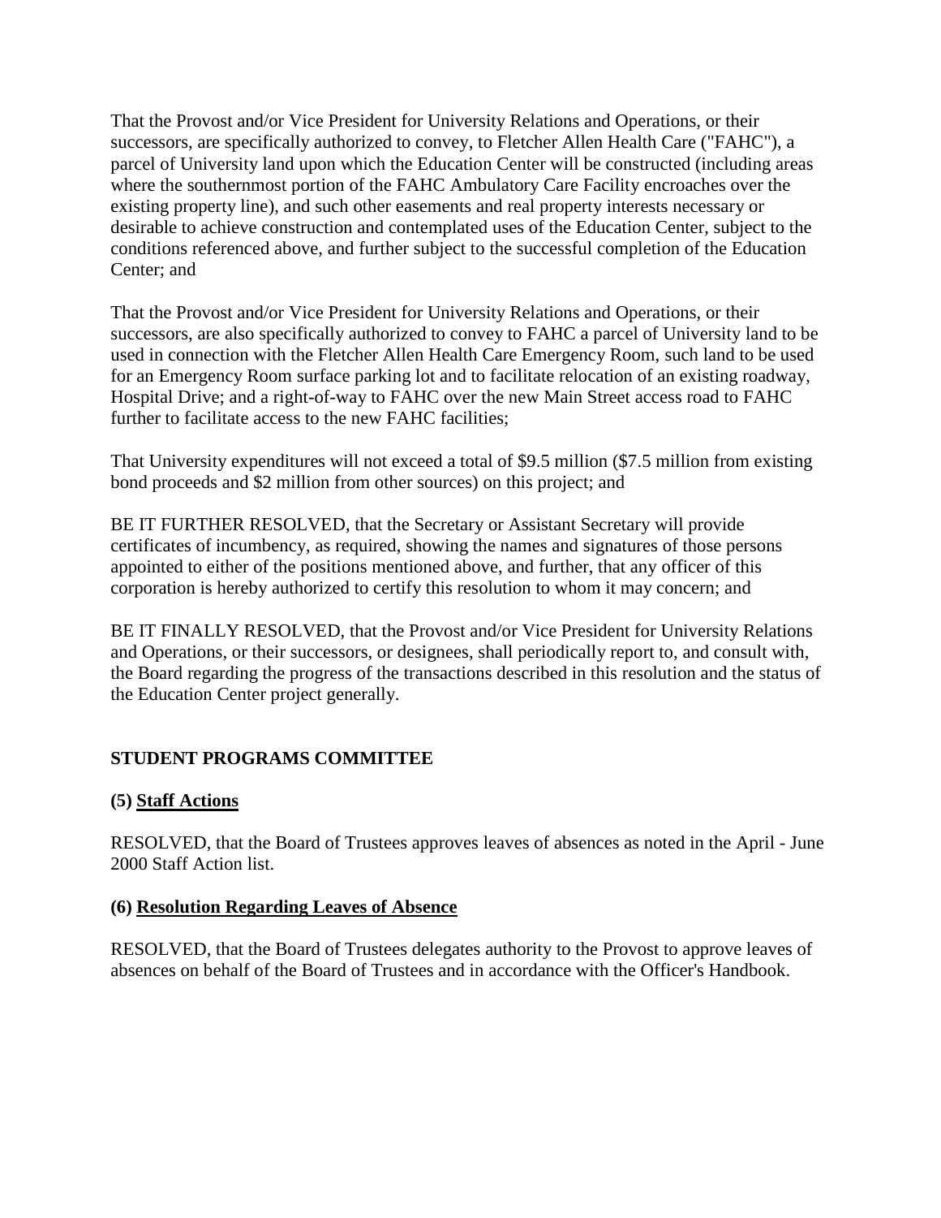That the Provost and/or Vice President for University Relations and Operations, or their successors, are specifically authorized to convey, to Fletcher Allen Health Care ("FAHC"), a parcel of University land upon which the Education Center will be constructed (including areas where the southernmost portion of the FAHC Ambulatory Care Facility encroaches over the existing property line), and such other easements and real property interests necessary or desirable to achieve construction and contemplated uses of the Education Center, subject to the conditions referenced above, and further subject to the successful completion of the Education Center; and

That the Provost and/or Vice President for University Relations and Operations, or their successors, are also specifically authorized to convey to FAHC a parcel of University land to be used in connection with the Fletcher Allen Health Care Emergency Room, such land to be used for an Emergency Room surface parking lot and to facilitate relocation of an existing roadway, Hospital Drive; and a right-of-way to FAHC over the new Main Street access road to FAHC further to facilitate access to the new FAHC facilities;

That University expenditures will not exceed a total of $9.5 million ($7.5 million from existing bond proceeds and $2 million from other sources) on this project; and

BE IT FURTHER RESOLVED, that the Secretary or Assistant Secretary will provide certificates of incumbency, as required, showing the names and signatures of those persons appointed to either of the positions mentioned above, and further, that any officer of this corporation is hereby authorized to certify this resolution to whom it may concern; and

BE IT FINALLY RESOLVED, that the Provost and/or Vice President for University Relations and Operations, or their successors, or designees, shall periodically report to, and consult with, the Board regarding the progress of the transactions described in this resolution and the status of the Education Center project generally.

**STUDENT PROGRAMS COMMITTEE**

**(5) Staff Actions**

RESOLVED, that the Board of Trustees approves leaves of absences as noted in the April - June 2000 Staff Action list.

**(6) Resolution Regarding Leaves of Absence**

RESOLVED, that the Board of Trustees delegates authority to the Provost to approve leaves of absences on behalf of the Board of Trustees and in accordance with the Officer's Handbook.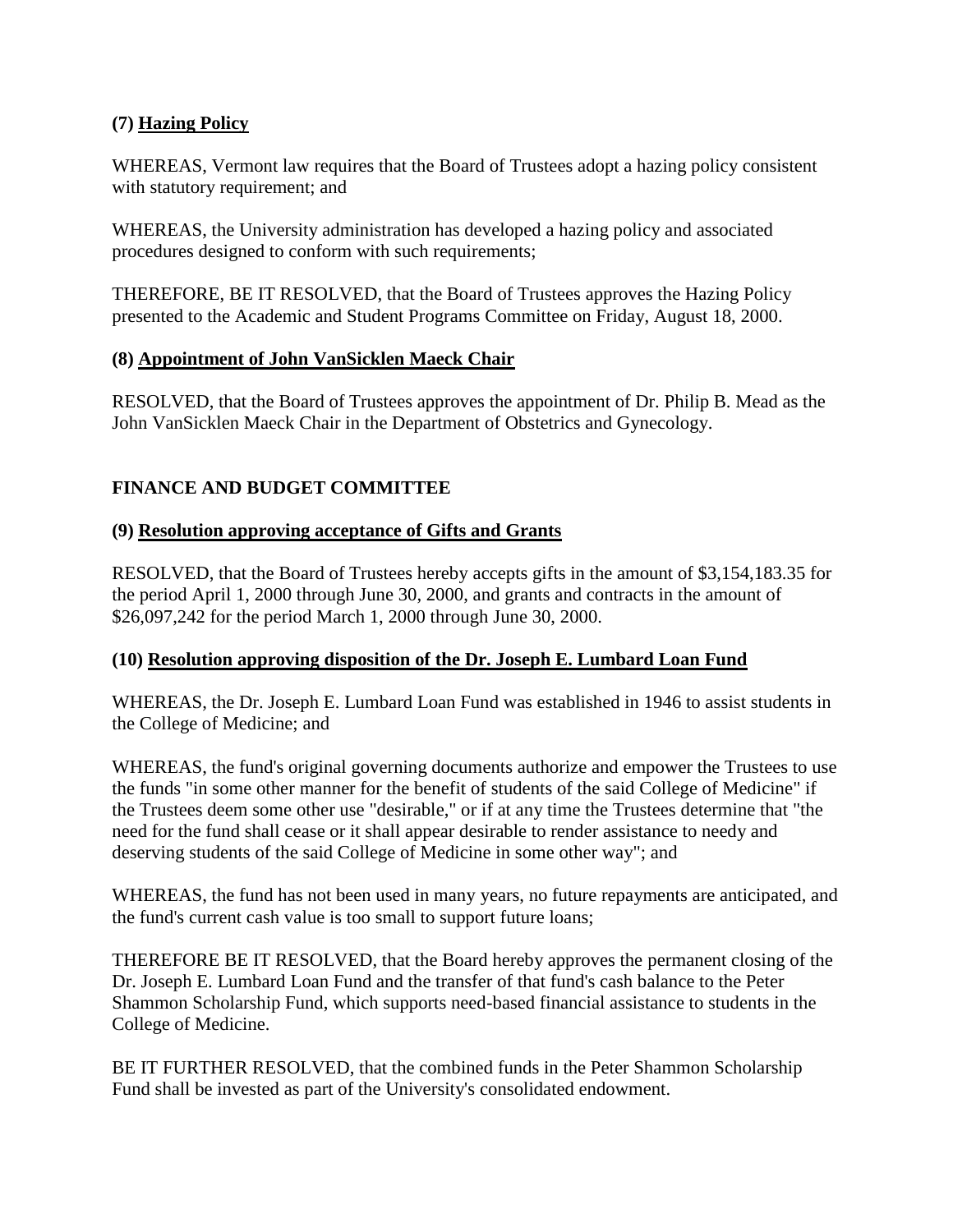**(7) Hazing Policy**

WHEREAS, Vermont law requires that the Board of Trustees adopt a hazing policy consistent with statutory requirement; and

WHEREAS, the University administration has developed a hazing policy and associated procedures designed to conform with such requirements;

THEREFORE, BE IT RESOLVED, that the Board of Trustees approves the Hazing Policy presented to the Academic and Student Programs Committee on Friday, August 18, 2000.

**(8) Appointment of John VanSicklen Maeck Chair**

RESOLVED, that the Board of Trustees approves the appointment of Dr. Philip B. Mead as the John VanSicklen Maeck Chair in the Department of Obstetrics and Gynecology.

**FINANCE AND BUDGET COMMITTEE**

**(9) Resolution approving acceptance of Gifts and Grants**

RESOLVED, that the Board of Trustees hereby accepts gifts in the amount of $3,154,183.35 for the period April 1, 2000 through June 30, 2000, and grants and contracts in the amount of $26,097,242 for the period March 1, 2000 through June 30, 2000.

**(10) Resolution approving disposition of the Dr. Joseph E. Lumbard Loan Fund**

WHEREAS, the Dr. Joseph E. Lumbard Loan Fund was established in 1946 to assist students in the College of Medicine; and

WHEREAS, the fund's original governing documents authorize and empower the Trustees to use the funds "in some other manner for the benefit of students of the said College of Medicine" if the Trustees deem some other use "desirable," or if at any time the Trustees determine that "the need for the fund shall cease or it shall appear desirable to render assistance to needy and deserving students of the said College of Medicine in some other way"; and

WHEREAS, the fund has not been used in many years, no future repayments are anticipated, and the fund's current cash value is too small to support future loans;

THEREFORE BE IT RESOLVED, that the Board hereby approves the permanent closing of the Dr. Joseph E. Lumbard Loan Fund and the transfer of that fund's cash balance to the Peter Shammon Scholarship Fund, which supports need-based financial assistance to students in the College of Medicine.

BE IT FURTHER RESOLVED, that the combined funds in the Peter Shammon Scholarship Fund shall be invested as part of the University's consolidated endowment.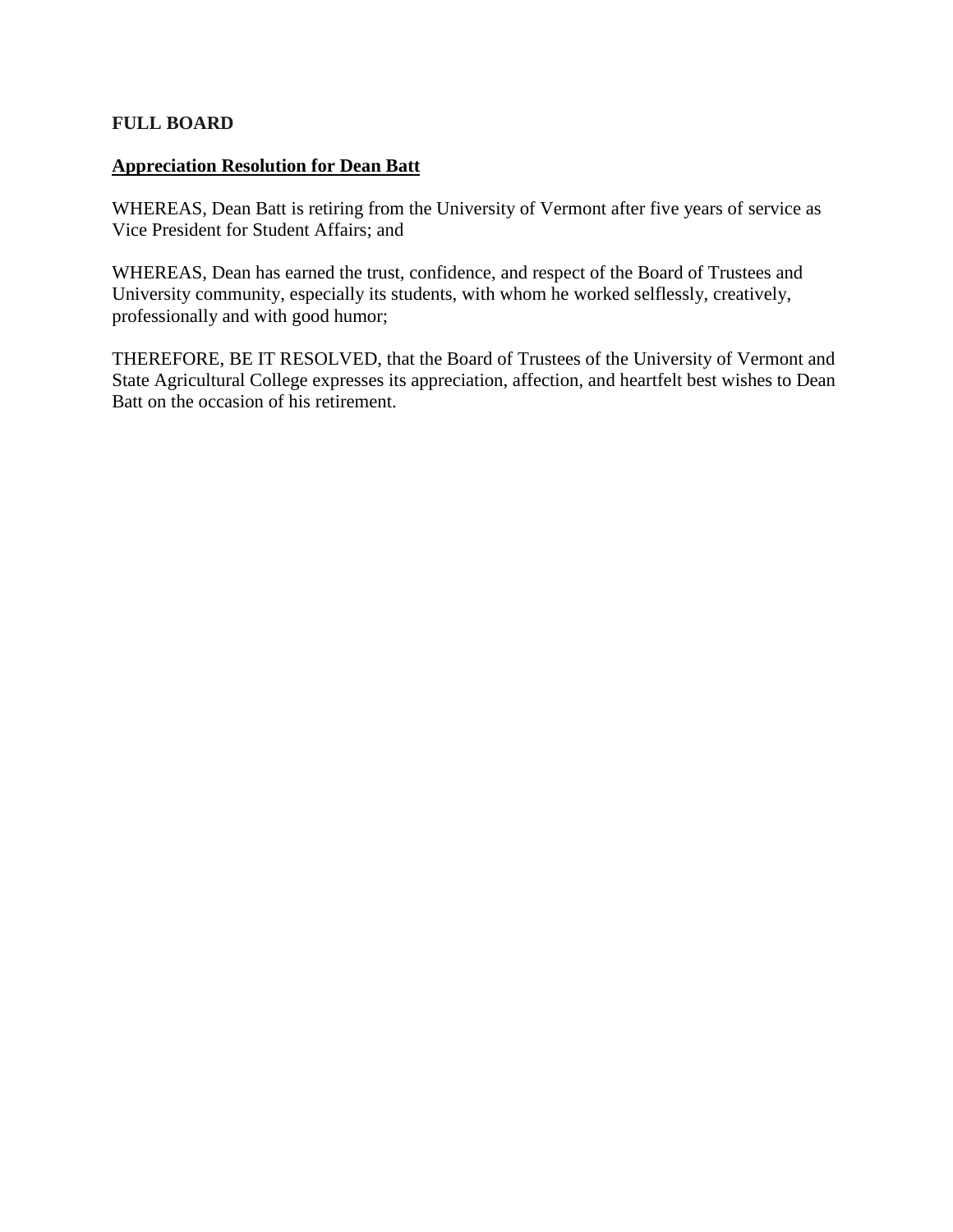**FULL BOARD**

**Appreciation Resolution for Dean Batt**

WHEREAS, Dean Batt is retiring from the University of Vermont after five years of service as Vice President for Student Affairs; and

WHEREAS, Dean has earned the trust, confidence, and respect of the Board of Trustees and University community, especially its students, with whom he worked selflessly, creatively, professionally and with good humor;

THEREFORE, BE IT RESOLVED, that the Board of Trustees of the University of Vermont and State Agricultural College expresses its appreciation, affection, and heartfelt best wishes to Dean Batt on the occasion of his retirement.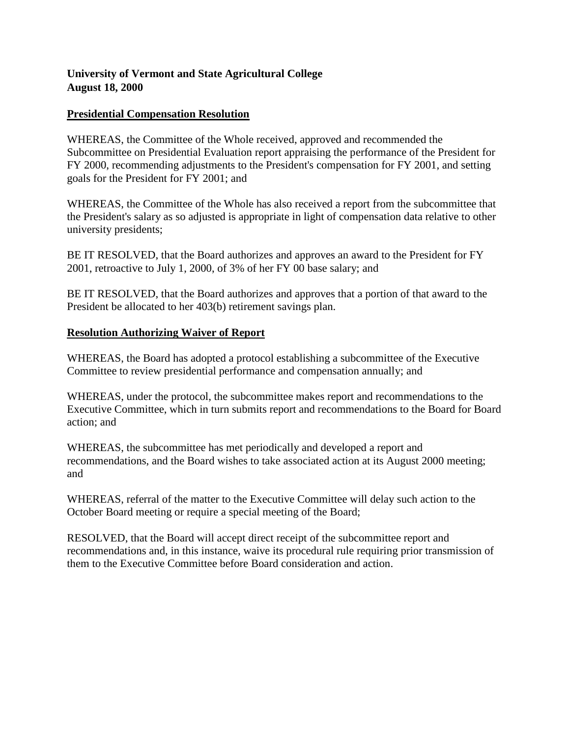**University of Vermont and State Agricultural College**
**August 18, 2000**

## Presidential Compensation Resolution

WHEREAS, the Committee of the Whole received, approved and recommended the Subcommittee on Presidential Evaluation report appraising the performance of the President for FY 2000, recommending adjustments to the President's compensation for FY 2001, and setting goals for the President for FY 2001; and

WHEREAS, the Committee of the Whole has also received a report from the subcommittee that the President's salary as so adjusted is appropriate in light of compensation data relative to other university presidents;

BE IT RESOLVED, that the Board authorizes and approves an award to the President for FY 2001, retroactive to July 1, 2000, of 3% of her FY 00 base salary; and

BE IT RESOLVED, that the Board authorizes and approves that a portion of that award to the President be allocated to her 403(b) retirement savings plan.

## Resolution Authorizing Waiver of Report

WHEREAS, the Board has adopted a protocol establishing a subcommittee of the Executive Committee to review presidential performance and compensation annually; and

WHEREAS, under the protocol, the subcommittee makes report and recommendations to the Executive Committee, which in turn submits report and recommendations to the Board for Board action; and

WHEREAS, the subcommittee has met periodically and developed a report and recommendations, and the Board wishes to take associated action at its August 2000 meeting; and

WHEREAS, referral of the matter to the Executive Committee will delay such action to the October Board meeting or require a special meeting of the Board;

RESOLVED, that the Board will accept direct receipt of the subcommittee report and recommendations and, in this instance, waive its procedural rule requiring prior transmission of them to the Executive Committee before Board consideration and action.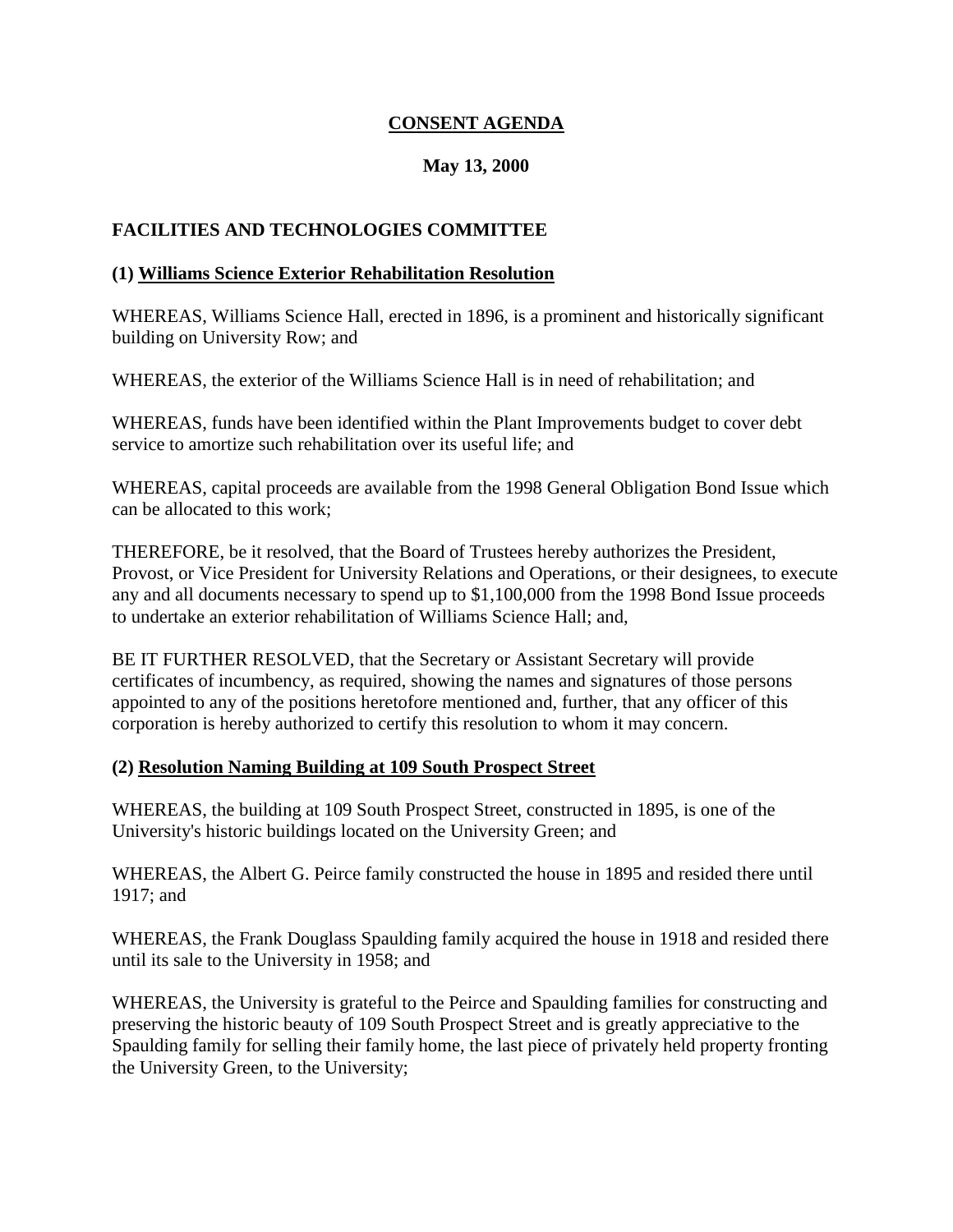# CONSENT AGENDA

**May 13, 2000**

## FACILITIES AND TECHNOLOGIES COMMITTEE

### (1) Williams Science Exterior Rehabilitation Resolution

WHEREAS, Williams Science Hall, erected in 1896, is a prominent and historically significant building on University Row; and

WHEREAS, the exterior of the Williams Science Hall is in need of rehabilitation; and

WHEREAS, funds have been identified within the Plant Improvements budget to cover debt service to amortize such rehabilitation over its useful life; and

WHEREAS, capital proceeds are available from the 1998 General Obligation Bond Issue which can be allocated to this work;

THEREFORE, be it resolved, that the Board of Trustees hereby authorizes the President, Provost, or Vice President for University Relations and Operations, or their designees, to execute any and all documents necessary to spend up to $1,100,000 from the 1998 Bond Issue proceeds to undertake an exterior rehabilitation of Williams Science Hall; and,

BE IT FURTHER RESOLVED, that the Secretary or Assistant Secretary will provide certificates of incumbency, as required, showing the names and signatures of those persons appointed to any of the positions heretofore mentioned and, further, that any officer of this corporation is hereby authorized to certify this resolution to whom it may concern.

### (2) Resolution Naming Building at 109 South Prospect Street

WHEREAS, the building at 109 South Prospect Street, constructed in 1895, is one of the University's historic buildings located on the University Green; and

WHEREAS, the Albert G. Peirce family constructed the house in 1895 and resided there until 1917; and

WHEREAS, the Frank Douglass Spaulding family acquired the house in 1918 and resided there until its sale to the University in 1958; and

WHEREAS, the University is grateful to the Peirce and Spaulding families for constructing and preserving the historic beauty of 109 South Prospect Street and is greatly appreciative to the Spaulding family for selling their family home, the last piece of privately held property fronting the University Green, to the University;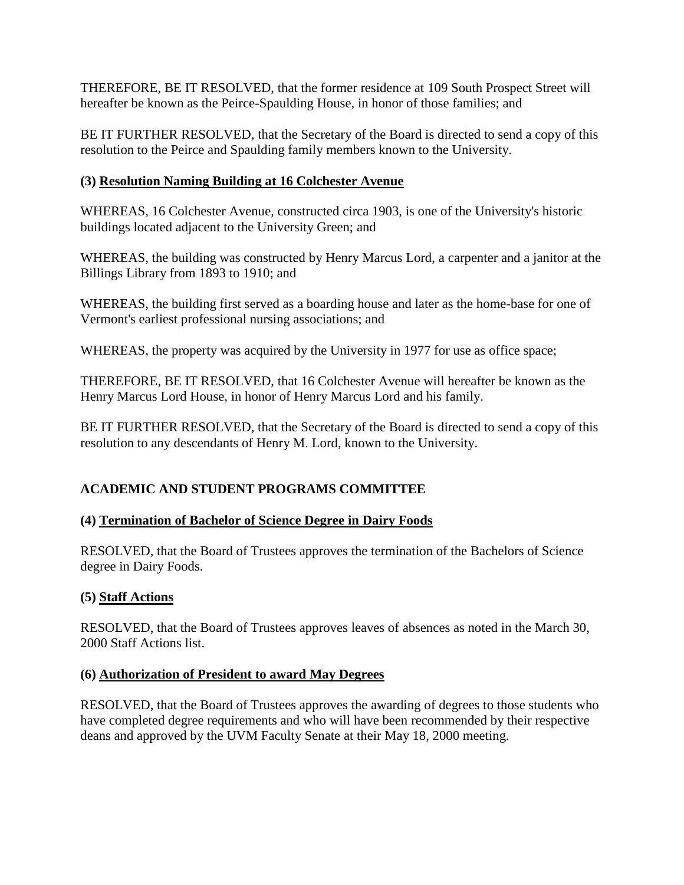THEREFORE, BE IT RESOLVED, that the former residence at 109 South Prospect Street will hereafter be known as the Peirce-Spaulding House, in honor of those families; and

BE IT FURTHER RESOLVED, that the Secretary of the Board is directed to send a copy of this resolution to the Peirce and Spaulding family members known to the University.

**(3) Resolution Naming Building at 16 Colchester Avenue**

WHEREAS, 16 Colchester Avenue, constructed circa 1903, is one of the University's historic buildings located adjacent to the University Green; and

WHEREAS, the building was constructed by Henry Marcus Lord, a carpenter and a janitor at the Billings Library from 1893 to 1910; and

WHEREAS, the building first served as a boarding house and later as the home-base for one of Vermont's earliest professional nursing associations; and

WHEREAS, the property was acquired by the University in 1977 for use as office space;

THEREFORE, BE IT RESOLVED, that 16 Colchester Avenue will hereafter be known as the Henry Marcus Lord House, in honor of Henry Marcus Lord and his family.

BE IT FURTHER RESOLVED, that the Secretary of the Board is directed to send a copy of this resolution to any descendants of Henry M. Lord, known to the University.

## ACADEMIC AND STUDENT PROGRAMS COMMITTEE

**(4) Termination of Bachelor of Science Degree in Dairy Foods**

RESOLVED, that the Board of Trustees approves the termination of the Bachelors of Science degree in Dairy Foods.

**(5) Staff Actions**

RESOLVED, that the Board of Trustees approves leaves of absences as noted in the March 30, 2000 Staff Actions list.

**(6) Authorization of President to award May Degrees**

RESOLVED, that the Board of Trustees approves the awarding of degrees to those students who have completed degree requirements and who will have been recommended by their respective deans and approved by the UVM Faculty Senate at their May 18, 2000 meeting.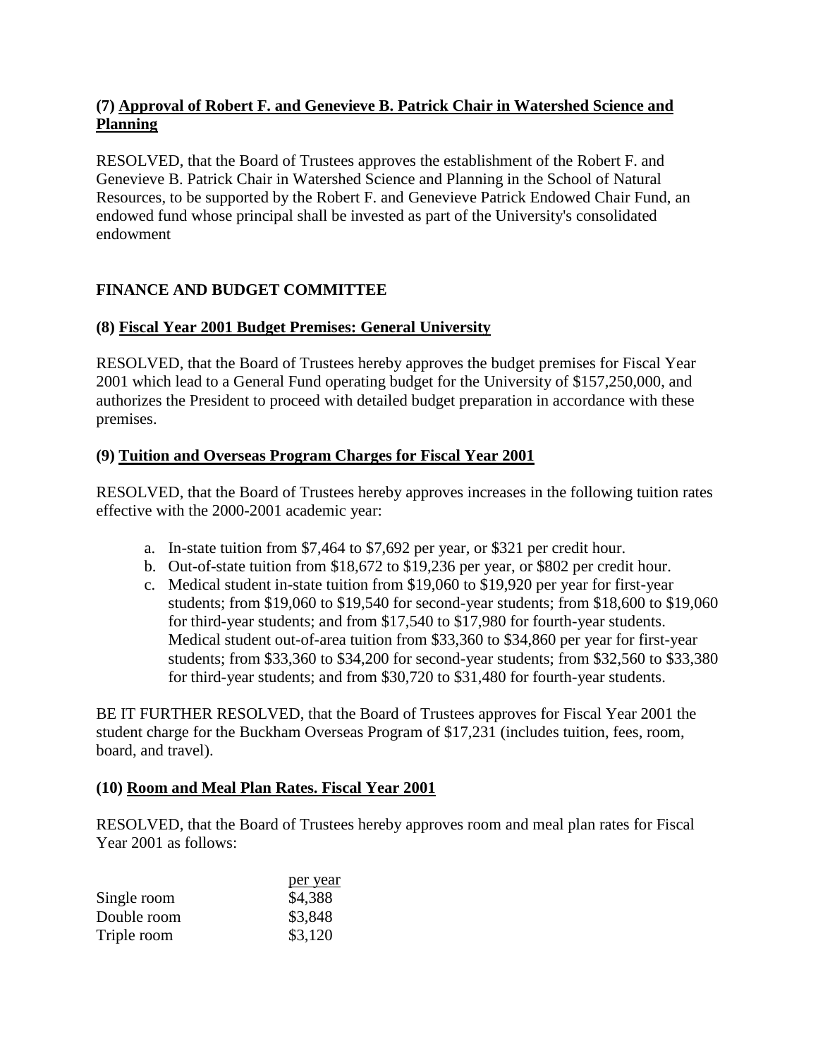**(7) <u>Approval of Robert F. and Genevieve B. Patrick Chair in Watershed Science and Planning</u>**

RESOLVED, that the Board of Trustees approves the establishment of the Robert F. and Genevieve B. Patrick Chair in Watershed Science and Planning in the School of Natural Resources, to be supported by the Robert F. and Genevieve Patrick Endowed Chair Fund, an endowed fund whose principal shall be invested as part of the University's consolidated endowment

**FINANCE AND BUDGET COMMITTEE**

**(8) <u>Fiscal Year 2001 Budget Premises: General University</u>**

RESOLVED, that the Board of Trustees hereby approves the budget premises for Fiscal Year 2001 which lead to a General Fund operating budget for the University of $157,250,000, and authorizes the President to proceed with detailed budget preparation in accordance with these premises.

**(9) <u>Tuition and Overseas Program Charges for Fiscal Year 2001</u>**

RESOLVED, that the Board of Trustees hereby approves increases in the following tuition rates effective with the 2000-2001 academic year:

a. In-state tuition from $7,464 to $7,692 per year, or $321 per credit hour.
b. Out-of-state tuition from $18,672 to $19,236 per year, or $802 per credit hour.
c. Medical student in-state tuition from $19,060 to $19,920 per year for first-year students; from $19,060 to $19,540 for second-year students; from $18,600 to $19,060 for third-year students; and from $17,540 to $17,980 for fourth-year students. Medical student out-of-area tuition from $33,360 to $34,860 per year for first-year students; from $33,360 to $34,200 for second-year students; from $32,560 to $33,380 for third-year students; and from $30,720 to $31,480 for fourth-year students.

BE IT FURTHER RESOLVED, that the Board of Trustees approves for Fiscal Year 2001 the student charge for the Buckham Overseas Program of $17,231 (includes tuition, fees, room, board, and travel).

**(10) <u>Room and Meal Plan Rates. Fiscal Year 2001</u>**

RESOLVED, that the Board of Trustees hereby approves room and meal plan rates for Fiscal Year 2001 as follows:

| | per year |
|---|---|
| Single room | $4,388 |
| Double room | $3,848 |
| Triple room | $3,120 |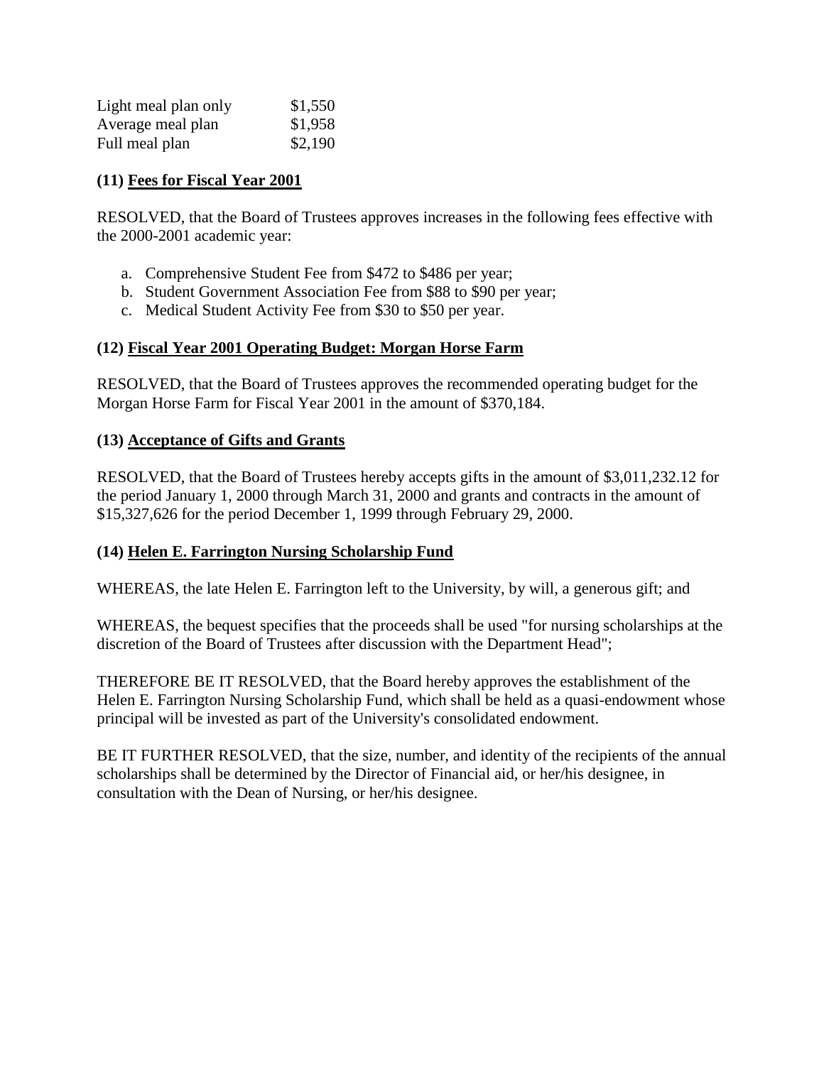| | |
|---|---|
| Light meal plan only | $1,550 |
| Average meal plan | $1,958 |
| Full meal plan | $2,190 |

**(11) <u>Fees for Fiscal Year 2001</u>**

RESOLVED, that the Board of Trustees approves increases in the following fees effective with the 2000-2001 academic year:

a. Comprehensive Student Fee from $472 to $486 per year;
b. Student Government Association Fee from $88 to $90 per year;
c. Medical Student Activity Fee from $30 to $50 per year.

**(12) <u>Fiscal Year 2001 Operating Budget: Morgan Horse Farm</u>**

RESOLVED, that the Board of Trustees approves the recommended operating budget for the Morgan Horse Farm for Fiscal Year 2001 in the amount of $370,184.

**(13) <u>Acceptance of Gifts and Grants</u>**

RESOLVED, that the Board of Trustees hereby accepts gifts in the amount of $3,011,232.12 for the period January 1, 2000 through March 31, 2000 and grants and contracts in the amount of $15,327,626 for the period December 1, 1999 through February 29, 2000.

**(14) <u>Helen E. Farrington Nursing Scholarship Fund</u>**

WHEREAS, the late Helen E. Farrington left to the University, by will, a generous gift; and

WHEREAS, the bequest specifies that the proceeds shall be used "for nursing scholarships at the discretion of the Board of Trustees after discussion with the Department Head";

THEREFORE BE IT RESOLVED, that the Board hereby approves the establishment of the Helen E. Farrington Nursing Scholarship Fund, which shall be held as a quasi-endowment whose principal will be invested as part of the University's consolidated endowment.

BE IT FURTHER RESOLVED, that the size, number, and identity of the recipients of the annual scholarships shall be determined by the Director of Financial aid, or her/his designee, in consultation with the Dean of Nursing, or her/his designee.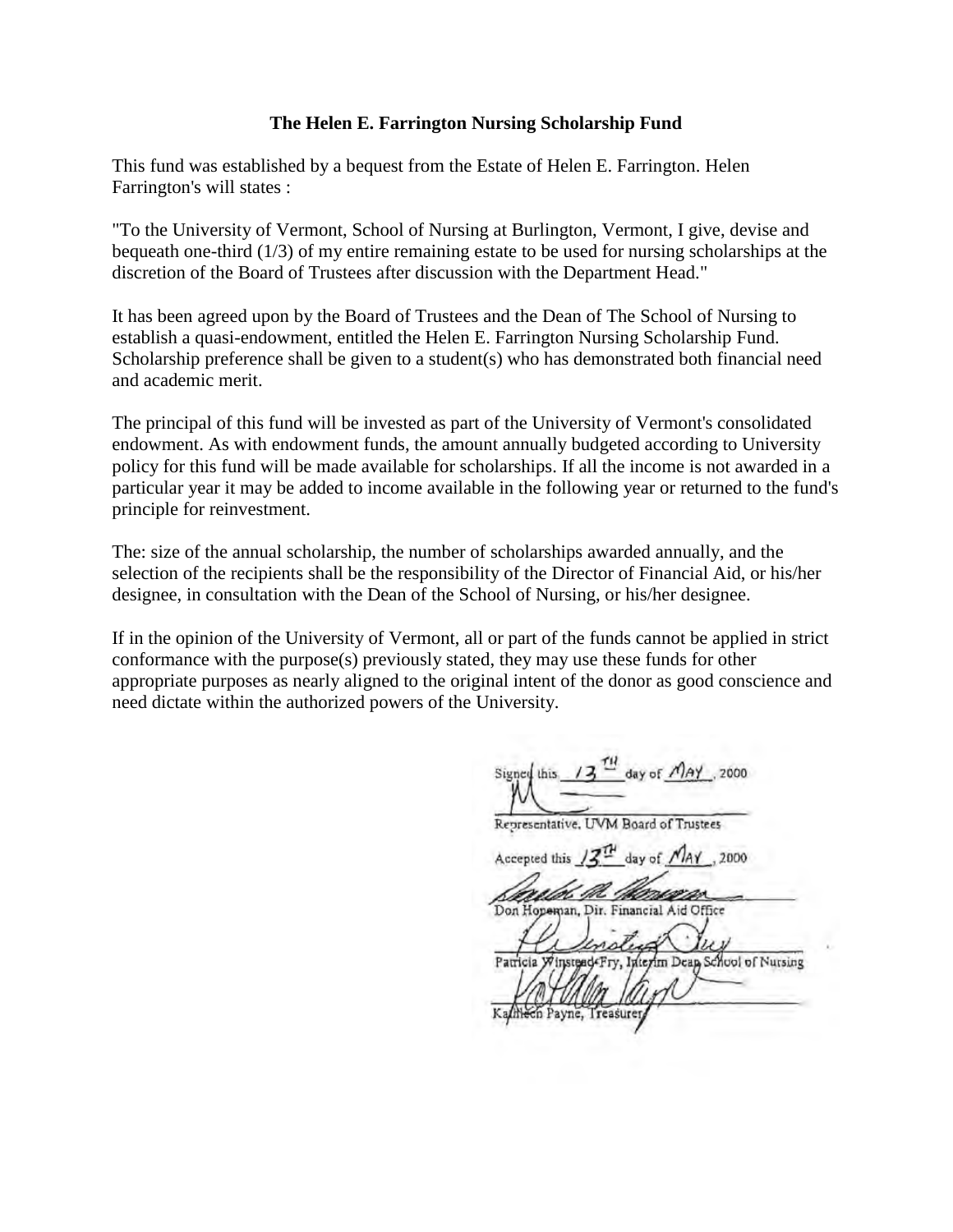**The Helen E. Farrington Nursing Scholarship Fund**

This fund was established by a bequest from the Estate of Helen E. Farrington. Helen Farrington's will states :

"To the University of Vermont, School of Nursing at Burlington, Vermont, I give, devise and bequeath one-third (1/3) of my entire remaining estate to be used for nursing scholarships at the discretion of the Board of Trustees after discussion with the Department Head."

It has been agreed upon by the Board of Trustees and the Dean of The School of Nursing to establish a quasi-endowment, entitled the Helen E. Farrington Nursing Scholarship Fund. Scholarship preference shall be given to a student(s) who has demonstrated both financial need and academic merit.

The principal of this fund will be invested as part of the University of Vermont's consolidated endowment. As with endowment funds, the amount annually budgeted according to University policy for this fund will be made available for scholarships. If all the income is not awarded in a particular year it may be added to income available in the following year or returned to the fund's principle for reinvestment.

The: size of the annual scholarship, the number of scholarships awarded annually, and the selection of the recipients shall be the responsibility of the Director of Financial Aid, or his/her designee, in consultation with the Dean of the School of Nursing, or his/her designee.

If in the opinion of the University of Vermont, all or part of the funds cannot be applied in strict conformance with the purpose(s) previously stated, they may use these funds for other appropriate purposes as nearly aligned to the original intent of the donor as good conscience and need dictate within the authorized powers of the University.

Signed this 13TH day of MAY, 2000

Representative, UVM Board of Trustees

Accepted this 13TH day of MAY, 2000

Don Hopeman, Dir. Financial Aid Office

Patricia Winstead-Fry, Interim Dean School of Nursing

Kathleen Payne, Treasurer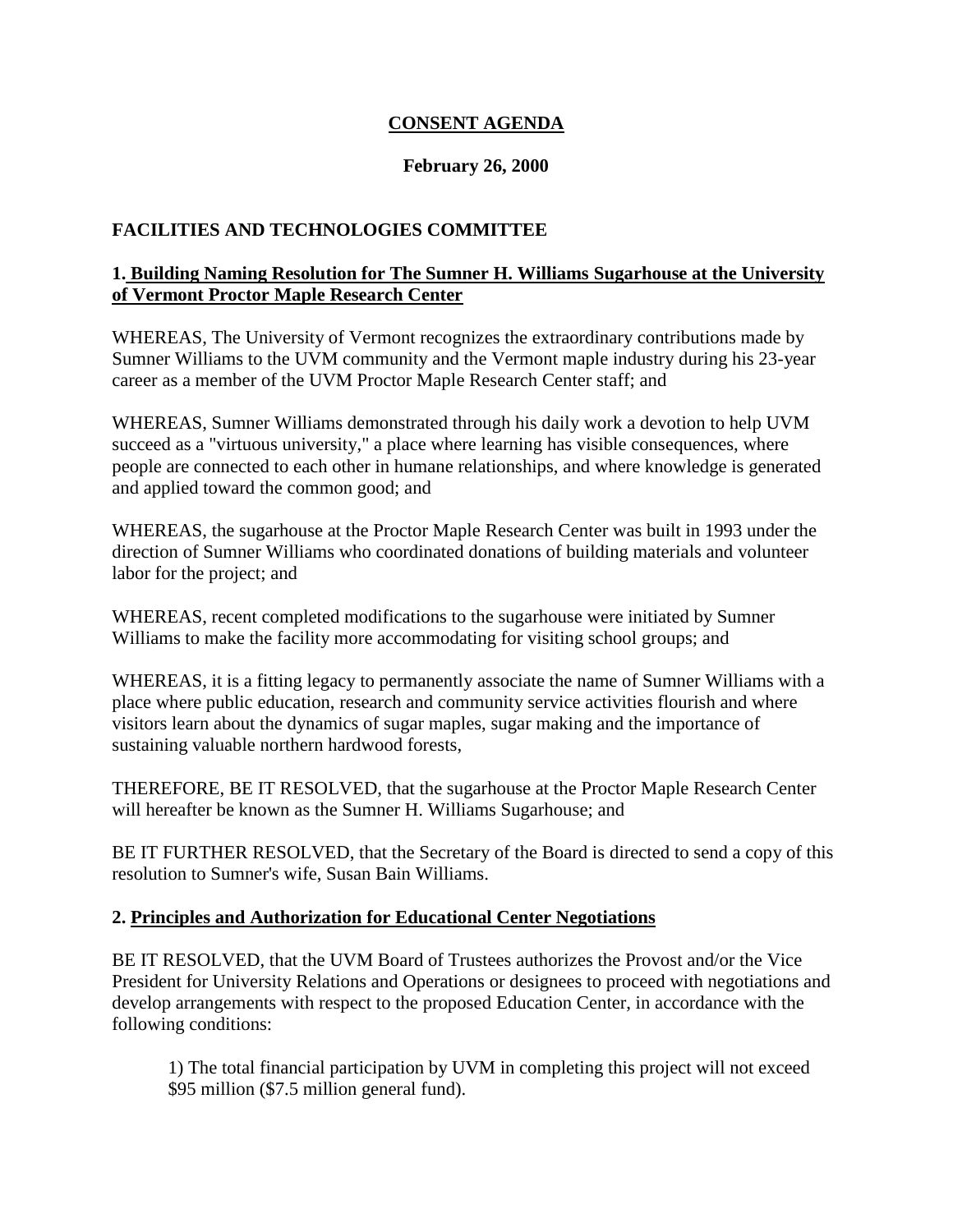# CONSENT AGENDA

## February 26, 2000

## FACILITIES AND TECHNOLOGIES COMMITTEE

### 1. Building Naming Resolution for The Sumner H. Williams Sugarhouse at the University of Vermont Proctor Maple Research Center

WHEREAS, The University of Vermont recognizes the extraordinary contributions made by Sumner Williams to the UVM community and the Vermont maple industry during his 23-year career as a member of the UVM Proctor Maple Research Center staff; and

WHEREAS, Sumner Williams demonstrated through his daily work a devotion to help UVM succeed as a "virtuous university," a place where learning has visible consequences, where people are connected to each other in humane relationships, and where knowledge is generated and applied toward the common good; and

WHEREAS, the sugarhouse at the Proctor Maple Research Center was built in 1993 under the direction of Sumner Williams who coordinated donations of building materials and volunteer labor for the project; and

WHEREAS, recent completed modifications to the sugarhouse were initiated by Sumner Williams to make the facility more accommodating for visiting school groups; and

WHEREAS, it is a fitting legacy to permanently associate the name of Sumner Williams with a place where public education, research and community service activities flourish and where visitors learn about the dynamics of sugar maples, sugar making and the importance of sustaining valuable northern hardwood forests,

THEREFORE, BE IT RESOLVED, that the sugarhouse at the Proctor Maple Research Center will hereafter be known as the Sumner H. Williams Sugarhouse; and

BE IT FURTHER RESOLVED, that the Secretary of the Board is directed to send a copy of this resolution to Sumner's wife, Susan Bain Williams.

### 2. Principles and Authorization for Educational Center Negotiations

BE IT RESOLVED, that the UVM Board of Trustees authorizes the Provost and/or the Vice President for University Relations and Operations or designees to proceed with negotiations and develop arrangements with respect to the proposed Education Center, in accordance with the following conditions:

1) The total financial participation by UVM in completing this project will not exceed $95 million ($7.5 million general fund).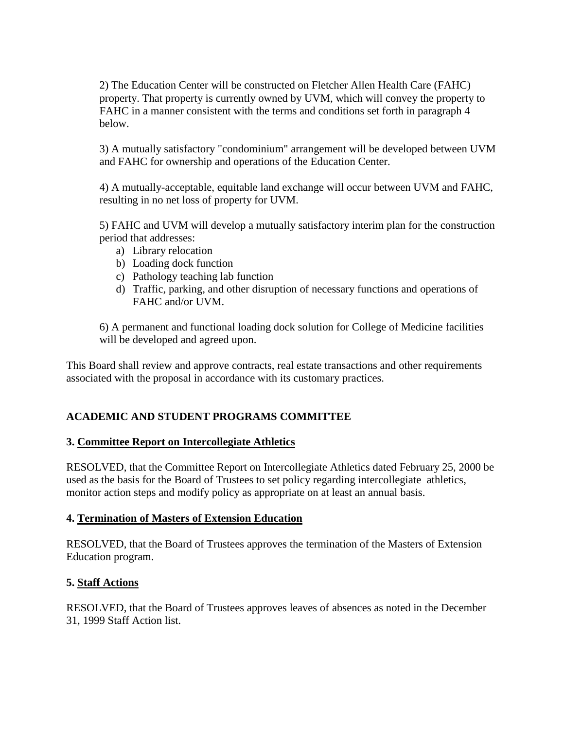2) The Education Center will be constructed on Fletcher Allen Health Care (FAHC) property. That property is currently owned by UVM, which will convey the property to FAHC in a manner consistent with the terms and conditions set forth in paragraph 4 below.

3) A mutually satisfactory "condominium" arrangement will be developed between UVM and FAHC for ownership and operations of the Education Center.

4) A mutually-acceptable, equitable land exchange will occur between UVM and FAHC, resulting in no net loss of property for UVM.

5) FAHC and UVM will develop a mutually satisfactory interim plan for the construction period that addresses:

a) Library relocation
b) Loading dock function
c) Pathology teaching lab function
d) Traffic, parking, and other disruption of necessary functions and operations of FAHC and/or UVM.

6) A permanent and functional loading dock solution for College of Medicine facilities will be developed and agreed upon.

This Board shall review and approve contracts, real estate transactions and other requirements associated with the proposal in accordance with its customary practices.

## ACADEMIC AND STUDENT PROGRAMS COMMITTEE

**3. Committee Report on Intercollegiate Athletics**

RESOLVED, that the Committee Report on Intercollegiate Athletics dated February 25, 2000 be used as the basis for the Board of Trustees to set policy regarding intercollegiate athletics, monitor action steps and modify policy as appropriate on at least an annual basis.

**4. Termination of Masters of Extension Education**

RESOLVED, that the Board of Trustees approves the termination of the Masters of Extension Education program.

**5. Staff Actions**

RESOLVED, that the Board of Trustees approves leaves of absences as noted in the December 31, 1999 Staff Action list.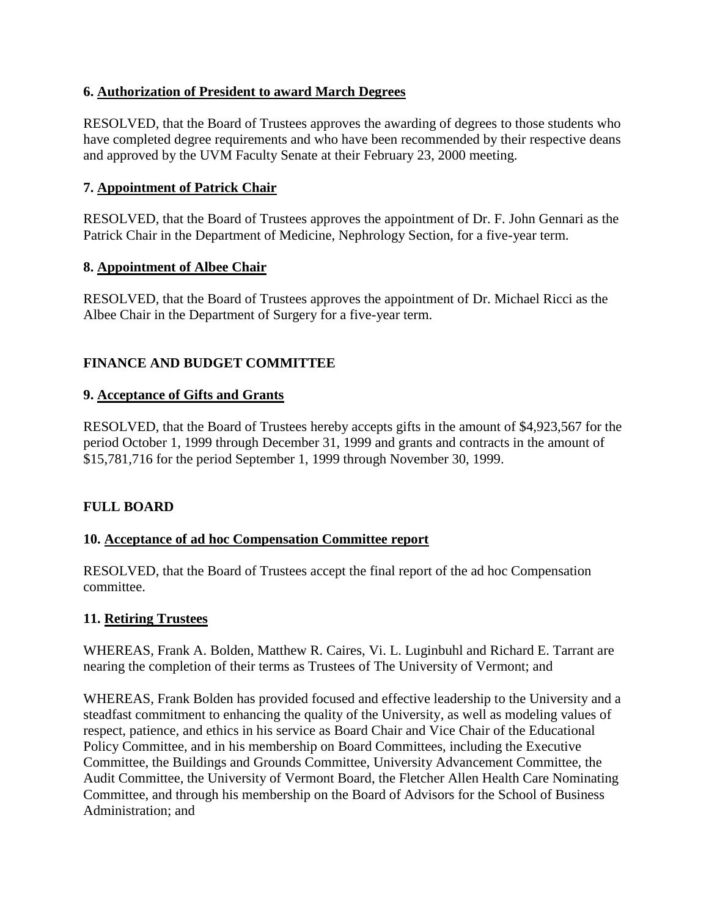**6. Authorization of President to award March Degrees**

RESOLVED, that the Board of Trustees approves the awarding of degrees to those students who have completed degree requirements and who have been recommended by their respective deans and approved by the UVM Faculty Senate at their February 23, 2000 meeting.

**7. Appointment of Patrick Chair**

RESOLVED, that the Board of Trustees approves the appointment of Dr. F. John Gennari as the Patrick Chair in the Department of Medicine, Nephrology Section, for a five-year term.

**8. Appointment of Albee Chair**

RESOLVED, that the Board of Trustees approves the appointment of Dr. Michael Ricci as the Albee Chair in the Department of Surgery for a five-year term.

**FINANCE AND BUDGET COMMITTEE**

**9. Acceptance of Gifts and Grants**

RESOLVED, that the Board of Trustees hereby accepts gifts in the amount of $4,923,567 for the period October 1, 1999 through December 31, 1999 and grants and contracts in the amount of $15,781,716 for the period September 1, 1999 through November 30, 1999.

**FULL BOARD**

**10. Acceptance of ad hoc Compensation Committee report**

RESOLVED, that the Board of Trustees accept the final report of the ad hoc Compensation committee.

**11. Retiring Trustees**

WHEREAS, Frank A. Bolden, Matthew R. Caires, Vi. L. Luginbuhl and Richard E. Tarrant are nearing the completion of their terms as Trustees of The University of Vermont; and

WHEREAS, Frank Bolden has provided focused and effective leadership to the University and a steadfast commitment to enhancing the quality of the University, as well as modeling values of respect, patience, and ethics in his service as Board Chair and Vice Chair of the Educational Policy Committee, and in his membership on Board Committees, including the Executive Committee, the Buildings and Grounds Committee, University Advancement Committee, the Audit Committee, the University of Vermont Board, the Fletcher Allen Health Care Nominating Committee, and through his membership on the Board of Advisors for the School of Business Administration; and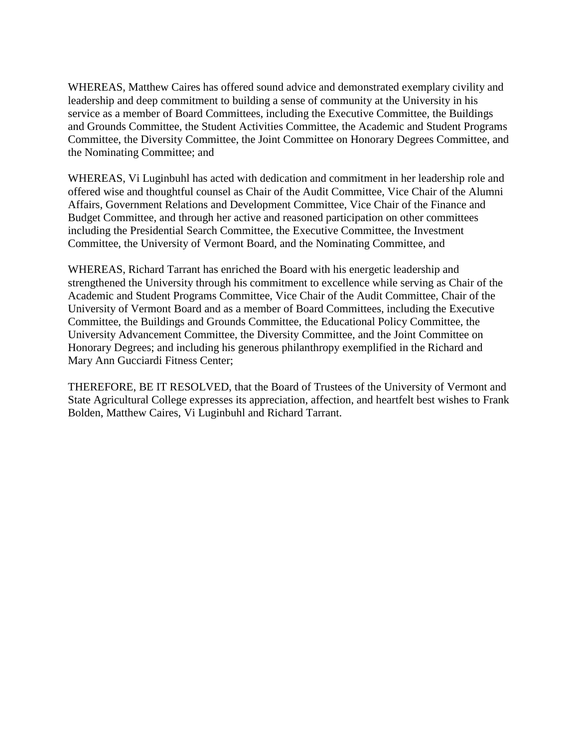WHEREAS, Matthew Caires has offered sound advice and demonstrated exemplary civility and leadership and deep commitment to building a sense of community at the University in his service as a member of Board Committees, including the Executive Committee, the Buildings and Grounds Committee, the Student Activities Committee, the Academic and Student Programs Committee, the Diversity Committee, the Joint Committee on Honorary Degrees Committee, and the Nominating Committee; and

WHEREAS, Vi Luginbuhl has acted with dedication and commitment in her leadership role and offered wise and thoughtful counsel as Chair of the Audit Committee, Vice Chair of the Alumni Affairs, Government Relations and Development Committee, Vice Chair of the Finance and Budget Committee, and through her active and reasoned participation on other committees including the Presidential Search Committee, the Executive Committee, the Investment Committee, the University of Vermont Board, and the Nominating Committee, and

WHEREAS, Richard Tarrant has enriched the Board with his energetic leadership and strengthened the University through his commitment to excellence while serving as Chair of the Academic and Student Programs Committee, Vice Chair of the Audit Committee, Chair of the University of Vermont Board and as a member of Board Committees, including the Executive Committee, the Buildings and Grounds Committee, the Educational Policy Committee, the University Advancement Committee, the Diversity Committee, and the Joint Committee on Honorary Degrees; and including his generous philanthropy exemplified in the Richard and Mary Ann Gucciardi Fitness Center;

THEREFORE, BE IT RESOLVED, that the Board of Trustees of the University of Vermont and State Agricultural College expresses its appreciation, affection, and heartfelt best wishes to Frank Bolden, Matthew Caires, Vi Luginbuhl and Richard Tarrant.